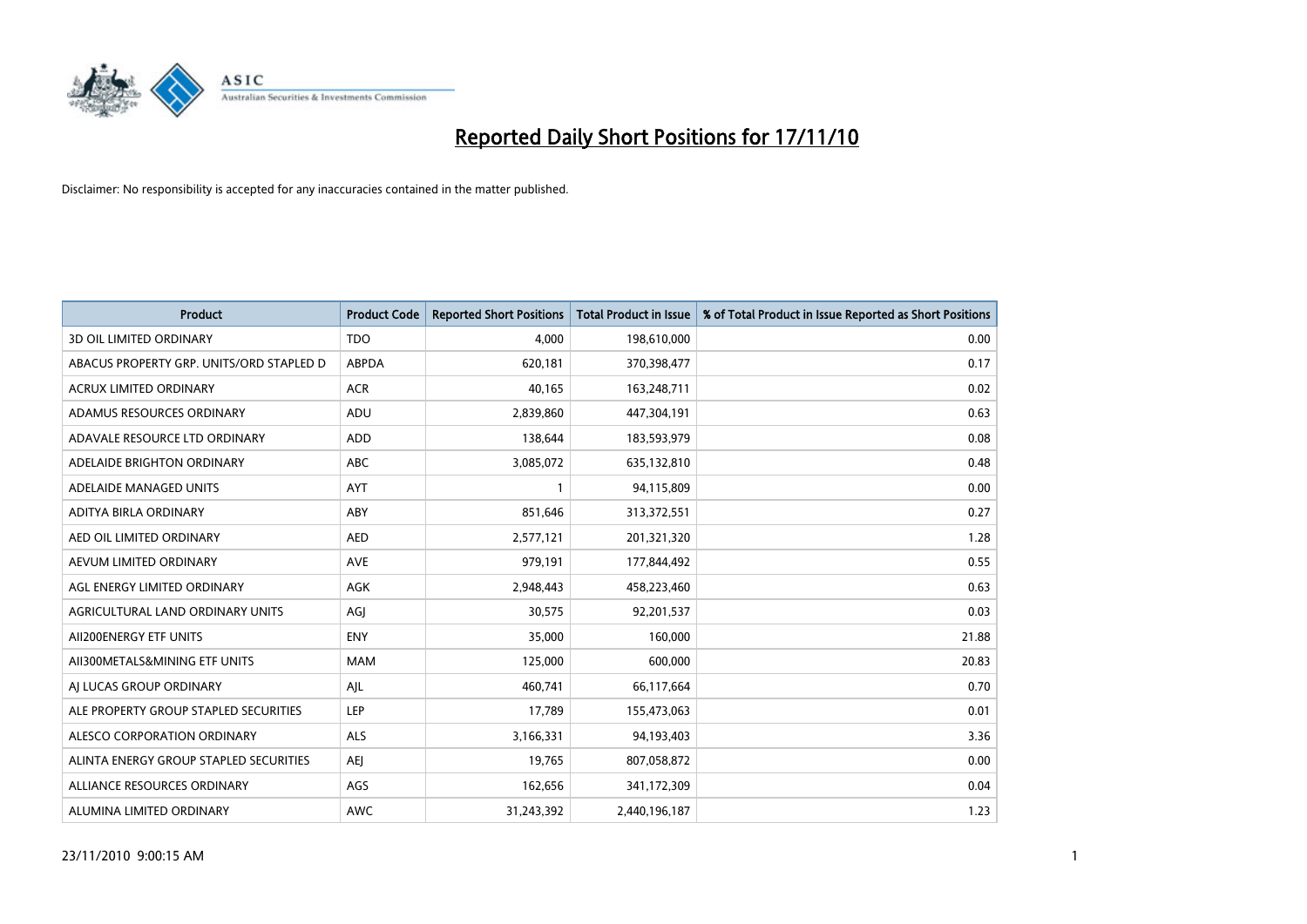# Reported Daily Short Positions for 17/11/10

Disclaimer: No responsibility is accepted for any inaccuracies contained in the matter published.

| Product | Product Code | Reported Short Positions | Total Product in Issue | % of Total Product in Issue Reported as Short Positions |
|---|---|---|---|---|
| 3D OIL LIMITED ORDINARY | TDO | 4,000 | 198,610,000 | 0.00 |
| ABACUS PROPERTY GRP. UNITS/ORD STAPLED D | ABPDA | 620,181 | 370,398,477 | 0.17 |
| ACRUX LIMITED ORDINARY | ACR | 40,165 | 163,248,711 | 0.02 |
| ADAMUS RESOURCES ORDINARY | ADU | 2,839,860 | 447,304,191 | 0.63 |
| ADAVALE RESOURCE LTD ORDINARY | ADD | 138,644 | 183,593,979 | 0.08 |
| ADELAIDE BRIGHTON ORDINARY | ABC | 3,085,072 | 635,132,810 | 0.48 |
| ADELAIDE MANAGED UNITS | AYT | 1 | 94,115,809 | 0.00 |
| ADITYA BIRLA ORDINARY | ABY | 851,646 | 313,372,551 | 0.27 |
| AED OIL LIMITED ORDINARY | AED | 2,577,121 | 201,321,320 | 1.28 |
| AEVUM LIMITED ORDINARY | AVE | 979,191 | 177,844,492 | 0.55 |
| AGL ENERGY LIMITED ORDINARY | AGK | 2,948,443 | 458,223,460 | 0.63 |
| AGRICULTURAL LAND ORDINARY UNITS | AGJ | 30,575 | 92,201,537 | 0.03 |
| AII200ENERGY ETF UNITS | ENY | 35,000 | 160,000 | 21.88 |
| AII300METALS&MINING ETF UNITS | MAM | 125,000 | 600,000 | 20.83 |
| AJ LUCAS GROUP ORDINARY | AJL | 460,741 | 66,117,664 | 0.70 |
| ALE PROPERTY GROUP STAPLED SECURITIES | LEP | 17,789 | 155,473,063 | 0.01 |
| ALESCO CORPORATION ORDINARY | ALS | 3,166,331 | 94,193,403 | 3.36 |
| ALINTA ENERGY GROUP STAPLED SECURITIES | AEJ | 19,765 | 807,058,872 | 0.00 |
| ALLIANCE RESOURCES ORDINARY | AGS | 162,656 | 341,172,309 | 0.04 |
| ALUMINA LIMITED ORDINARY | AWC | 31,243,392 | 2,440,196,187 | 1.23 |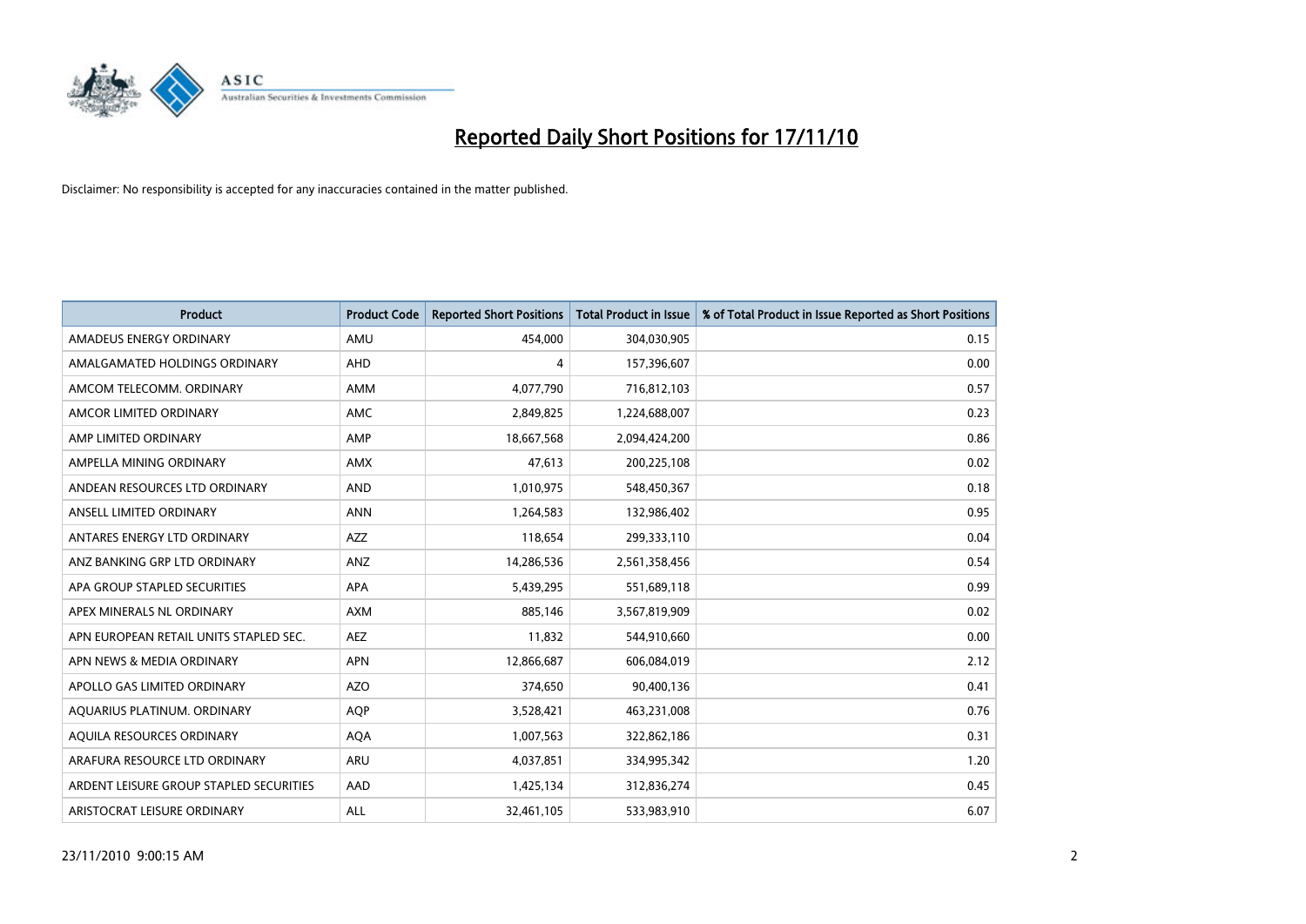# Reported Daily Short Positions for 17/11/10

Disclaimer: No responsibility is accepted for any inaccuracies contained in the matter published.

| Product | Product Code | Reported Short Positions | Total Product in Issue | % of Total Product in Issue Reported as Short Positions |
|---|---|---|---|---|
| AMADEUS ENERGY ORDINARY | AMU | 454,000 | 304,030,905 | 0.15 |
| AMALGAMATED HOLDINGS ORDINARY | AHD | 4 | 157,396,607 | 0.00 |
| AMCOM TELECOMM. ORDINARY | AMM | 4,077,790 | 716,812,103 | 0.57 |
| AMCOR LIMITED ORDINARY | AMC | 2,849,825 | 1,224,688,007 | 0.23 |
| AMP LIMITED ORDINARY | AMP | 18,667,568 | 2,094,424,200 | 0.86 |
| AMPELLA MINING ORDINARY | AMX | 47,613 | 200,225,108 | 0.02 |
| ANDEAN RESOURCES LTD ORDINARY | AND | 1,010,975 | 548,450,367 | 0.18 |
| ANSELL LIMITED ORDINARY | ANN | 1,264,583 | 132,986,402 | 0.95 |
| ANTARES ENERGY LTD ORDINARY | AZZ | 118,654 | 299,333,110 | 0.04 |
| ANZ BANKING GRP LTD ORDINARY | ANZ | 14,286,536 | 2,561,358,456 | 0.54 |
| APA GROUP STAPLED SECURITIES | APA | 5,439,295 | 551,689,118 | 0.99 |
| APEX MINERALS NL ORDINARY | AXM | 885,146 | 3,567,819,909 | 0.02 |
| APN EUROPEAN RETAIL UNITS STAPLED SEC. | AEZ | 11,832 | 544,910,660 | 0.00 |
| APN NEWS & MEDIA ORDINARY | APN | 12,866,687 | 606,084,019 | 2.12 |
| APOLLO GAS LIMITED ORDINARY | AZO | 374,650 | 90,400,136 | 0.41 |
| AQUARIUS PLATINUM. ORDINARY | AQP | 3,528,421 | 463,231,008 | 0.76 |
| AQUILA RESOURCES ORDINARY | AQA | 1,007,563 | 322,862,186 | 0.31 |
| ARAFURA RESOURCE LTD ORDINARY | ARU | 4,037,851 | 334,995,342 | 1.20 |
| ARDENT LEISURE GROUP STAPLED SECURITIES | AAD | 1,425,134 | 312,836,274 | 0.45 |
| ARISTOCRAT LEISURE ORDINARY | ALL | 32,461,105 | 533,983,910 | 6.07 |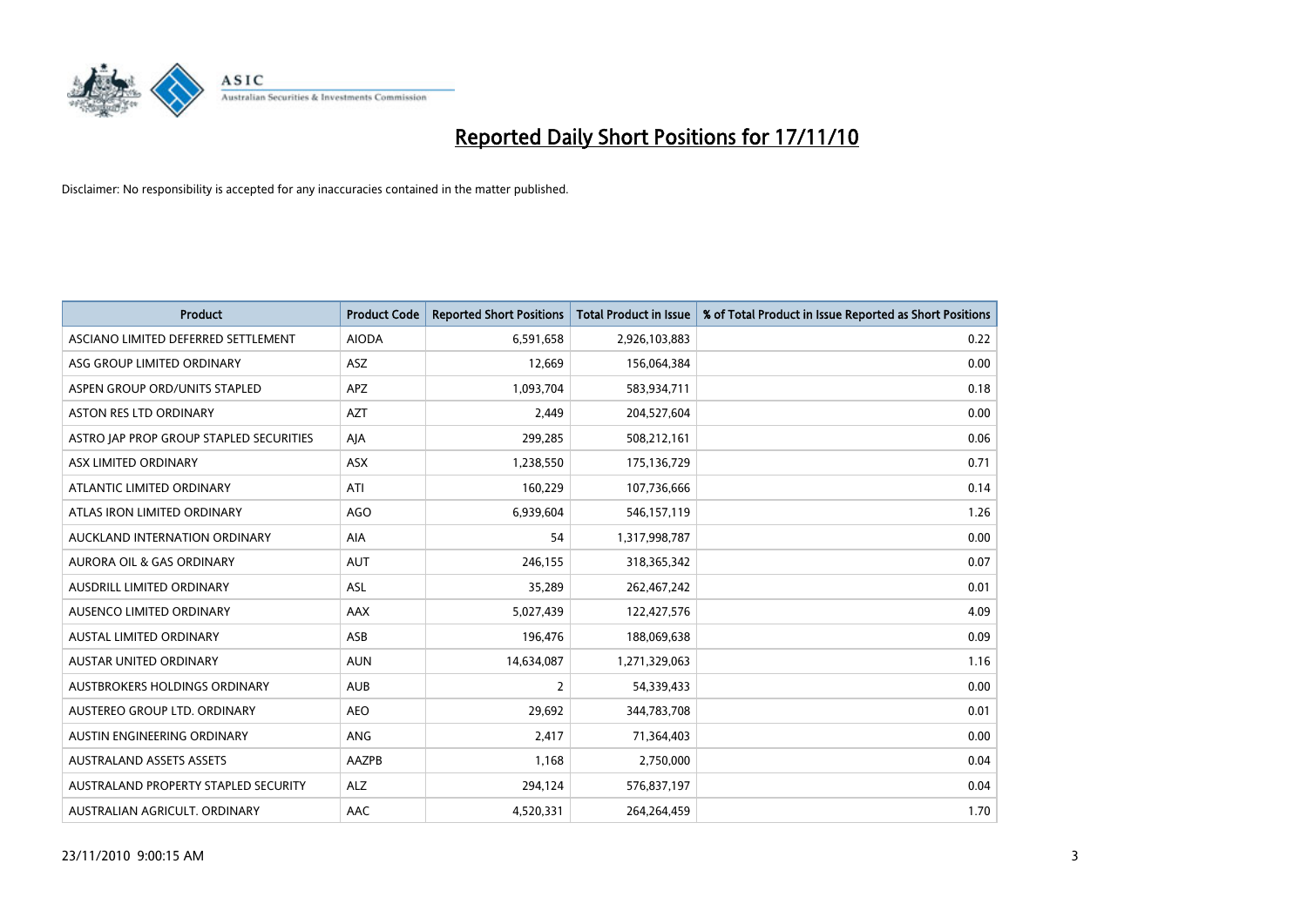# Reported Daily Short Positions for 17/11/10

Disclaimer: No responsibility is accepted for any inaccuracies contained in the matter published.

| Product | Product Code | Reported Short Positions | Total Product in Issue | % of Total Product in Issue Reported as Short Positions |
|---|---|---|---|---|
| ASCIANO LIMITED DEFERRED SETTLEMENT | AIODA | 6,591,658 | 2,926,103,883 | 0.22 |
| ASG GROUP LIMITED ORDINARY | ASZ | 12,669 | 156,064,384 | 0.00 |
| ASPEN GROUP ORD/UNITS STAPLED | APZ | 1,093,704 | 583,934,711 | 0.18 |
| ASTON RES LTD ORDINARY | AZT | 2,449 | 204,527,604 | 0.00 |
| ASTRO JAP PROP GROUP STAPLED SECURITIES | AJA | 299,285 | 508,212,161 | 0.06 |
| ASX LIMITED ORDINARY | ASX | 1,238,550 | 175,136,729 | 0.71 |
| ATLANTIC LIMITED ORDINARY | ATI | 160,229 | 107,736,666 | 0.14 |
| ATLAS IRON LIMITED ORDINARY | AGO | 6,939,604 | 546,157,119 | 1.26 |
| AUCKLAND INTERNATION ORDINARY | AIA | 54 | 1,317,998,787 | 0.00 |
| AURORA OIL & GAS ORDINARY | AUT | 246,155 | 318,365,342 | 0.07 |
| AUSDRILL LIMITED ORDINARY | ASL | 35,289 | 262,467,242 | 0.01 |
| AUSENCO LIMITED ORDINARY | AAX | 5,027,439 | 122,427,576 | 4.09 |
| AUSTAL LIMITED ORDINARY | ASB | 196,476 | 188,069,638 | 0.09 |
| AUSTAR UNITED ORDINARY | AUN | 14,634,087 | 1,271,329,063 | 1.16 |
| AUSTBROKERS HOLDINGS ORDINARY | AUB | 2 | 54,339,433 | 0.00 |
| AUSTEREO GROUP LTD. ORDINARY | AEO | 29,692 | 344,783,708 | 0.01 |
| AUSTIN ENGINEERING ORDINARY | ANG | 2,417 | 71,364,403 | 0.00 |
| AUSTRALAND ASSETS ASSETS | AAZPB | 1,168 | 2,750,000 | 0.04 |
| AUSTRALAND PROPERTY STAPLED SECURITY | ALZ | 294,124 | 576,837,197 | 0.04 |
| AUSTRALIAN AGRICULT. ORDINARY | AAC | 4,520,331 | 264,264,459 | 1.70 |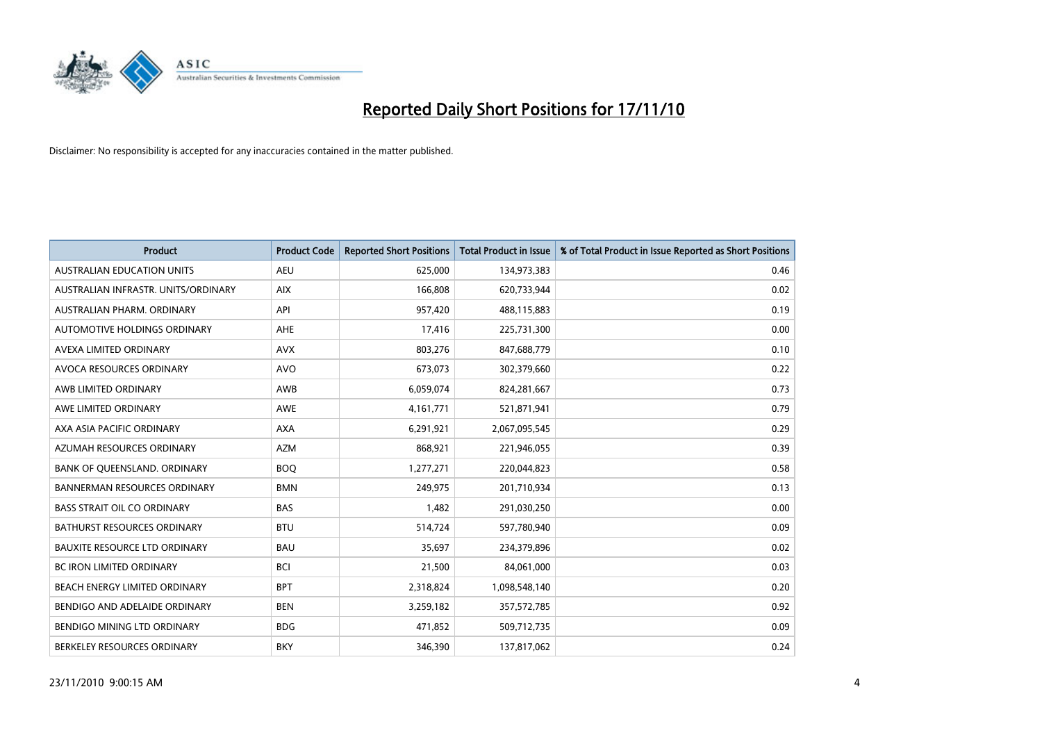# Reported Daily Short Positions for 17/11/10

Disclaimer: No responsibility is accepted for any inaccuracies contained in the matter published.

| Product | Product Code | Reported Short Positions | Total Product in Issue | % of Total Product in Issue Reported as Short Positions |
|---|---|---|---|---|
| AUSTRALIAN EDUCATION UNITS | AEU | 625,000 | 134,973,383 | 0.46 |
| AUSTRALIAN INFRASTR. UNITS/ORDINARY | AIX | 166,808 | 620,733,944 | 0.02 |
| AUSTRALIAN PHARM. ORDINARY | API | 957,420 | 488,115,883 | 0.19 |
| AUTOMOTIVE HOLDINGS ORDINARY | AHE | 17,416 | 225,731,300 | 0.00 |
| AVEXA LIMITED ORDINARY | AVX | 803,276 | 847,688,779 | 0.10 |
| AVOCA RESOURCES ORDINARY | AVO | 673,073 | 302,379,660 | 0.22 |
| AWB LIMITED ORDINARY | AWB | 6,059,074 | 824,281,667 | 0.73 |
| AWE LIMITED ORDINARY | AWE | 4,161,771 | 521,871,941 | 0.79 |
| AXA ASIA PACIFIC ORDINARY | AXA | 6,291,921 | 2,067,095,545 | 0.29 |
| AZUMAH RESOURCES ORDINARY | AZM | 868,921 | 221,946,055 | 0.39 |
| BANK OF QUEENSLAND. ORDINARY | BOQ | 1,277,271 | 220,044,823 | 0.58 |
| BANNERMAN RESOURCES ORDINARY | BMN | 249,975 | 201,710,934 | 0.13 |
| BASS STRAIT OIL CO ORDINARY | BAS | 1,482 | 291,030,250 | 0.00 |
| BATHURST RESOURCES ORDINARY | BTU | 514,724 | 597,780,940 | 0.09 |
| BAUXITE RESOURCE LTD ORDINARY | BAU | 35,697 | 234,379,896 | 0.02 |
| BC IRON LIMITED ORDINARY | BCI | 21,500 | 84,061,000 | 0.03 |
| BEACH ENERGY LIMITED ORDINARY | BPT | 2,318,824 | 1,098,548,140 | 0.20 |
| BENDIGO AND ADELAIDE ORDINARY | BEN | 3,259,182 | 357,572,785 | 0.92 |
| BENDIGO MINING LTD ORDINARY | BDG | 471,852 | 509,712,735 | 0.09 |
| BERKELEY RESOURCES ORDINARY | BKY | 346,390 | 137,817,062 | 0.24 |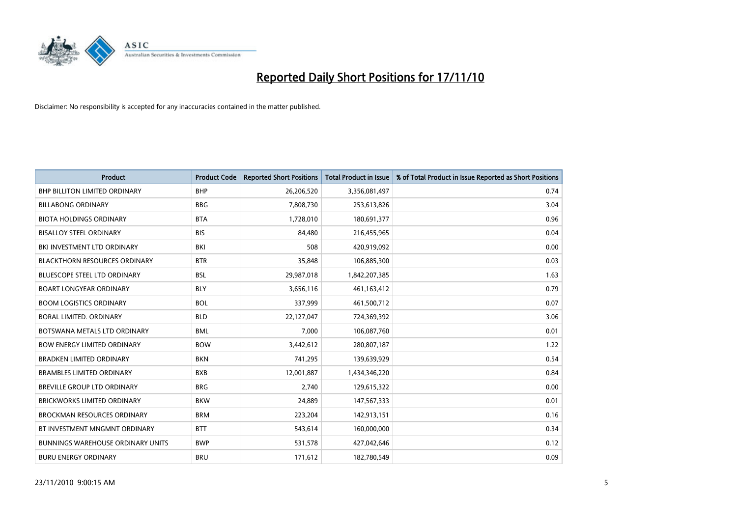# Reported Daily Short Positions for 17/11/10

Disclaimer: No responsibility is accepted for any inaccuracies contained in the matter published.

| Product | Product Code | Reported Short Positions | Total Product in Issue | % of Total Product in Issue Reported as Short Positions |
|---|---|---|---|---|
| BHP BILLITON LIMITED ORDINARY | BHP | 26,206,520 | 3,356,081,497 | 0.74 |
| BILLABONG ORDINARY | BBG | 7,808,730 | 253,613,826 | 3.04 |
| BIOTA HOLDINGS ORDINARY | BTA | 1,728,010 | 180,691,377 | 0.96 |
| BISALLOY STEEL ORDINARY | BIS | 84,480 | 216,455,965 | 0.04 |
| BKI INVESTMENT LTD ORDINARY | BKI | 508 | 420,919,092 | 0.00 |
| BLACKTHORN RESOURCES ORDINARY | BTR | 35,848 | 106,885,300 | 0.03 |
| BLUESCOPE STEEL LTD ORDINARY | BSL | 29,987,018 | 1,842,207,385 | 1.63 |
| BOART LONGYEAR ORDINARY | BLY | 3,656,116 | 461,163,412 | 0.79 |
| BOOM LOGISTICS ORDINARY | BOL | 337,999 | 461,500,712 | 0.07 |
| BORAL LIMITED. ORDINARY | BLD | 22,127,047 | 724,369,392 | 3.06 |
| BOTSWANA METALS LTD ORDINARY | BML | 7,000 | 106,087,760 | 0.01 |
| BOW ENERGY LIMITED ORDINARY | BOW | 3,442,612 | 280,807,187 | 1.22 |
| BRADKEN LIMITED ORDINARY | BKN | 741,295 | 139,639,929 | 0.54 |
| BRAMBLES LIMITED ORDINARY | BXB | 12,001,887 | 1,434,346,220 | 0.84 |
| BREVILLE GROUP LTD ORDINARY | BRG | 2,740 | 129,615,322 | 0.00 |
| BRICKWORKS LIMITED ORDINARY | BKW | 24,889 | 147,567,333 | 0.01 |
| BROCKMAN RESOURCES ORDINARY | BRM | 223,204 | 142,913,151 | 0.16 |
| BT INVESTMENT MNGMNT ORDINARY | BTT | 543,614 | 160,000,000 | 0.34 |
| BUNNINGS WAREHOUSE ORDINARY UNITS | BWP | 531,578 | 427,042,646 | 0.12 |
| BURU ENERGY ORDINARY | BRU | 171,612 | 182,780,549 | 0.09 |

23/11/2010 9:00:15 AM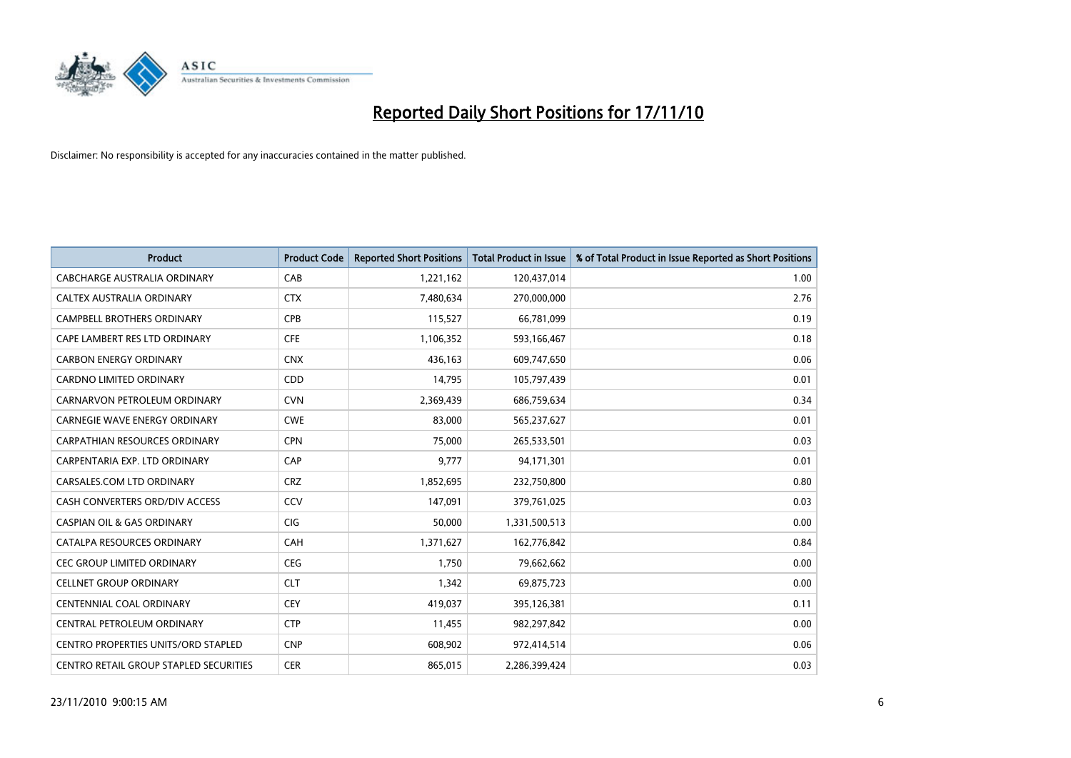# Reported Daily Short Positions for 17/11/10

Disclaimer: No responsibility is accepted for any inaccuracies contained in the matter published.

| Product | Product Code | Reported Short Positions | Total Product in Issue | % of Total Product in Issue Reported as Short Positions |
|---|---|---|---|---|
| CABCHARGE AUSTRALIA ORDINARY | CAB | 1,221,162 | 120,437,014 | 1.00 |
| CALTEX AUSTRALIA ORDINARY | CTX | 7,480,634 | 270,000,000 | 2.76 |
| CAMPBELL BROTHERS ORDINARY | CPB | 115,527 | 66,781,099 | 0.19 |
| CAPE LAMBERT RES LTD ORDINARY | CFE | 1,106,352 | 593,166,467 | 0.18 |
| CARBON ENERGY ORDINARY | CNX | 436,163 | 609,747,650 | 0.06 |
| CARDNO LIMITED ORDINARY | CDD | 14,795 | 105,797,439 | 0.01 |
| CARNARVON PETROLEUM ORDINARY | CVN | 2,369,439 | 686,759,634 | 0.34 |
| CARNEGIE WAVE ENERGY ORDINARY | CWE | 83,000 | 565,237,627 | 0.01 |
| CARPATHIAN RESOURCES ORDINARY | CPN | 75,000 | 265,533,501 | 0.03 |
| CARPENTARIA EXP. LTD ORDINARY | CAP | 9,777 | 94,171,301 | 0.01 |
| CARSALES.COM LTD ORDINARY | CRZ | 1,852,695 | 232,750,800 | 0.80 |
| CASH CONVERTERS ORD/DIV ACCESS | CCV | 147,091 | 379,761,025 | 0.03 |
| CASPIAN OIL & GAS ORDINARY | CIG | 50,000 | 1,331,500,513 | 0.00 |
| CATALPA RESOURCES ORDINARY | CAH | 1,371,627 | 162,776,842 | 0.84 |
| CEC GROUP LIMITED ORDINARY | CEG | 1,750 | 79,662,662 | 0.00 |
| CELLNET GROUP ORDINARY | CLT | 1,342 | 69,875,723 | 0.00 |
| CENTENNIAL COAL ORDINARY | CEY | 419,037 | 395,126,381 | 0.11 |
| CENTRAL PETROLEUM ORDINARY | CTP | 11,455 | 982,297,842 | 0.00 |
| CENTRO PROPERTIES UNITS/ORD STAPLED | CNP | 608,902 | 972,414,514 | 0.06 |
| CENTRO RETAIL GROUP STAPLED SECURITIES | CER | 865,015 | 2,286,399,424 | 0.03 |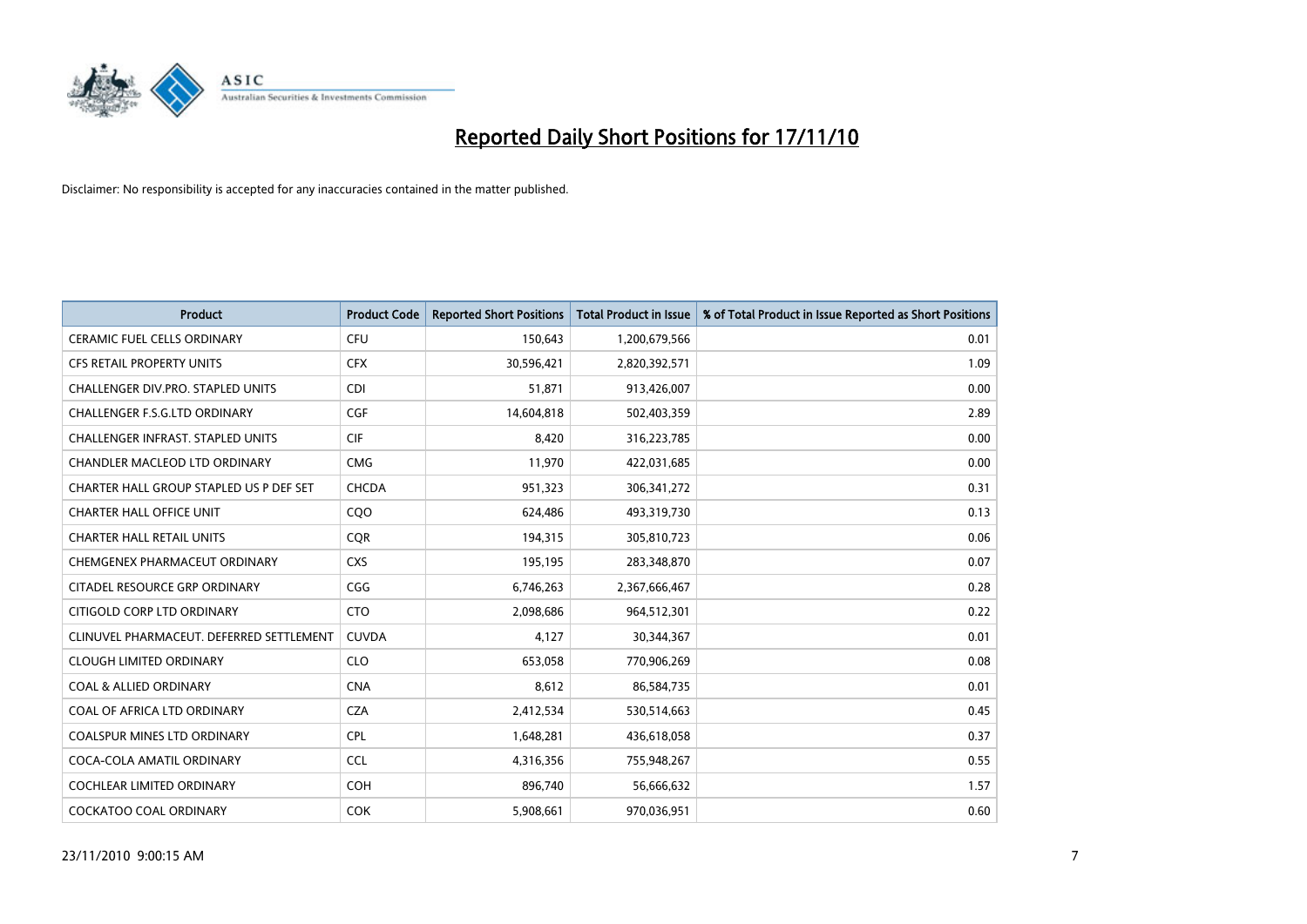# Reported Daily Short Positions for 17/11/10

Disclaimer: No responsibility is accepted for any inaccuracies contained in the matter published.

| Product | Product Code | Reported Short Positions | Total Product in Issue | % of Total Product in Issue Reported as Short Positions |
|---|---|---|---|---|
| CERAMIC FUEL CELLS ORDINARY | CFU | 150,643 | 1,200,679,566 | 0.01 |
| CFS RETAIL PROPERTY UNITS | CFX | 30,596,421 | 2,820,392,571 | 1.09 |
| CHALLENGER DIV.PRO. STAPLED UNITS | CDI | 51,871 | 913,426,007 | 0.00 |
| CHALLENGER F.S.G.LTD ORDINARY | CGF | 14,604,818 | 502,403,359 | 2.89 |
| CHALLENGER INFRAST. STAPLED UNITS | CIF | 8,420 | 316,223,785 | 0.00 |
| CHANDLER MACLEOD LTD ORDINARY | CMG | 11,970 | 422,031,685 | 0.00 |
| CHARTER HALL GROUP STAPLED US P DEF SET | CHCDA | 951,323 | 306,341,272 | 0.31 |
| CHARTER HALL OFFICE UNIT | CQO | 624,486 | 493,319,730 | 0.13 |
| CHARTER HALL RETAIL UNITS | CQR | 194,315 | 305,810,723 | 0.06 |
| CHEMGENEX PHARMACEUT ORDINARY | CXS | 195,195 | 283,348,870 | 0.07 |
| CITADEL RESOURCE GRP ORDINARY | CGG | 6,746,263 | 2,367,666,467 | 0.28 |
| CITIGOLD CORP LTD ORDINARY | CTO | 2,098,686 | 964,512,301 | 0.22 |
| CLINUVEL PHARMACEUT. DEFERRED SETTLEMENT | CUVDA | 4,127 | 30,344,367 | 0.01 |
| CLOUGH LIMITED ORDINARY | CLO | 653,058 | 770,906,269 | 0.08 |
| COAL & ALLIED ORDINARY | CNA | 8,612 | 86,584,735 | 0.01 |
| COAL OF AFRICA LTD ORDINARY | CZA | 2,412,534 | 530,514,663 | 0.45 |
| COALSPUR MINES LTD ORDINARY | CPL | 1,648,281 | 436,618,058 | 0.37 |
| COCA-COLA AMATIL ORDINARY | CCL | 4,316,356 | 755,948,267 | 0.55 |
| COCHLEAR LIMITED ORDINARY | COH | 896,740 | 56,666,632 | 1.57 |
| COCKATOO COAL ORDINARY | COK | 5,908,661 | 970,036,951 | 0.60 |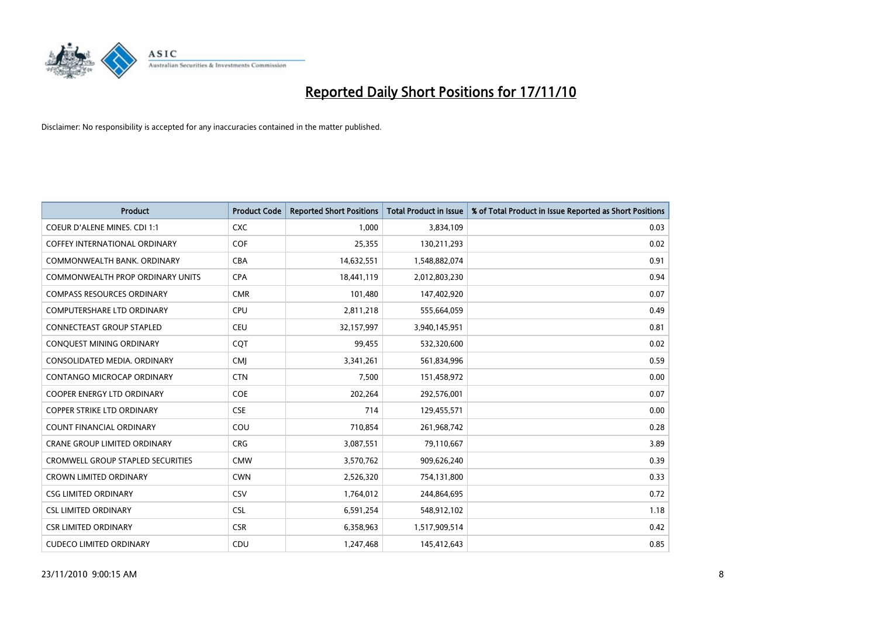# Reported Daily Short Positions for 17/11/10

Disclaimer: No responsibility is accepted for any inaccuracies contained in the matter published.

| Product | Product Code | Reported Short Positions | Total Product in Issue | % of Total Product in Issue Reported as Short Positions |
|---|---|---|---|---|
| COEUR D'ALENE MINES. CDI 1:1 | CXC | 1,000 | 3,834,109 | 0.03 |
| COFFEY INTERNATIONAL ORDINARY | COF | 25,355 | 130,211,293 | 0.02 |
| COMMONWEALTH BANK. ORDINARY | CBA | 14,632,551 | 1,548,882,074 | 0.91 |
| COMMONWEALTH PROP ORDINARY UNITS | CPA | 18,441,119 | 2,012,803,230 | 0.94 |
| COMPASS RESOURCES ORDINARY | CMR | 101,480 | 147,402,920 | 0.07 |
| COMPUTERSHARE LTD ORDINARY | CPU | 2,811,218 | 555,664,059 | 0.49 |
| CONNECTEAST GROUP STAPLED | CEU | 32,157,997 | 3,940,145,951 | 0.81 |
| CONQUEST MINING ORDINARY | CQT | 99,455 | 532,320,600 | 0.02 |
| CONSOLIDATED MEDIA. ORDINARY | CMJ | 3,341,261 | 561,834,996 | 0.59 |
| CONTANGO MICROCAP ORDINARY | CTN | 7,500 | 151,458,972 | 0.00 |
| COOPER ENERGY LTD ORDINARY | COE | 202,264 | 292,576,001 | 0.07 |
| COPPER STRIKE LTD ORDINARY | CSE | 714 | 129,455,571 | 0.00 |
| COUNT FINANCIAL ORDINARY | COU | 710,854 | 261,968,742 | 0.28 |
| CRANE GROUP LIMITED ORDINARY | CRG | 3,087,551 | 79,110,667 | 3.89 |
| CROMWELL GROUP STAPLED SECURITIES | CMW | 3,570,762 | 909,626,240 | 0.39 |
| CROWN LIMITED ORDINARY | CWN | 2,526,320 | 754,131,800 | 0.33 |
| CSG LIMITED ORDINARY | CSV | 1,764,012 | 244,864,695 | 0.72 |
| CSL LIMITED ORDINARY | CSL | 6,591,254 | 548,912,102 | 1.18 |
| CSR LIMITED ORDINARY | CSR | 6,358,963 | 1,517,909,514 | 0.42 |
| CUDECO LIMITED ORDINARY | CDU | 1,247,468 | 145,412,643 | 0.85 |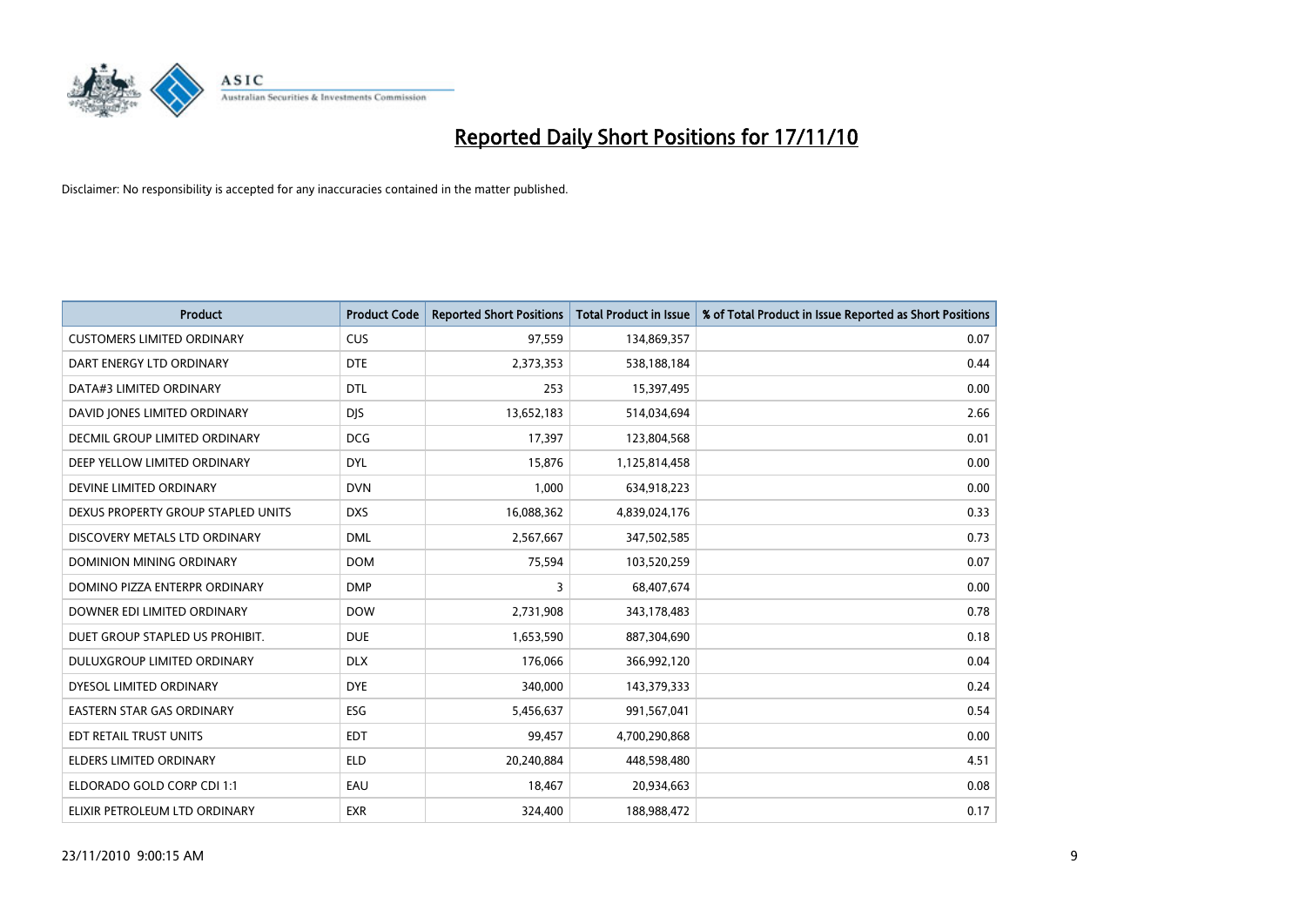# Reported Daily Short Positions for 17/11/10

Disclaimer: No responsibility is accepted for any inaccuracies contained in the matter published.

| Product | Product Code | Reported Short Positions | Total Product in Issue | % of Total Product in Issue Reported as Short Positions |
|---|---|---|---|---|
| CUSTOMERS LIMITED ORDINARY | CUS | 97,559 | 134,869,357 | 0.07 |
| DART ENERGY LTD ORDINARY | DTE | 2,373,353 | 538,188,184 | 0.44 |
| DATA#3 LIMITED ORDINARY | DTL | 253 | 15,397,495 | 0.00 |
| DAVID JONES LIMITED ORDINARY | DJS | 13,652,183 | 514,034,694 | 2.66 |
| DECMIL GROUP LIMITED ORDINARY | DCG | 17,397 | 123,804,568 | 0.01 |
| DEEP YELLOW LIMITED ORDINARY | DYL | 15,876 | 1,125,814,458 | 0.00 |
| DEVINE LIMITED ORDINARY | DVN | 1,000 | 634,918,223 | 0.00 |
| DEXUS PROPERTY GROUP STAPLED UNITS | DXS | 16,088,362 | 4,839,024,176 | 0.33 |
| DISCOVERY METALS LTD ORDINARY | DML | 2,567,667 | 347,502,585 | 0.73 |
| DOMINION MINING ORDINARY | DOM | 75,594 | 103,520,259 | 0.07 |
| DOMINO PIZZA ENTERPR ORDINARY | DMP | 3 | 68,407,674 | 0.00 |
| DOWNER EDI LIMITED ORDINARY | DOW | 2,731,908 | 343,178,483 | 0.78 |
| DUET GROUP STAPLED US PROHIBIT. | DUE | 1,653,590 | 887,304,690 | 0.18 |
| DULUXGROUP LIMITED ORDINARY | DLX | 176,066 | 366,992,120 | 0.04 |
| DYESOL LIMITED ORDINARY | DYE | 340,000 | 143,379,333 | 0.24 |
| EASTERN STAR GAS ORDINARY | ESG | 5,456,637 | 991,567,041 | 0.54 |
| EDT RETAIL TRUST UNITS | EDT | 99,457 | 4,700,290,868 | 0.00 |
| ELDERS LIMITED ORDINARY | ELD | 20,240,884 | 448,598,480 | 4.51 |
| ELDORADO GOLD CORP CDI 1:1 | EAU | 18,467 | 20,934,663 | 0.08 |
| ELIXIR PETROLEUM LTD ORDINARY | EXR | 324,400 | 188,988,472 | 0.17 |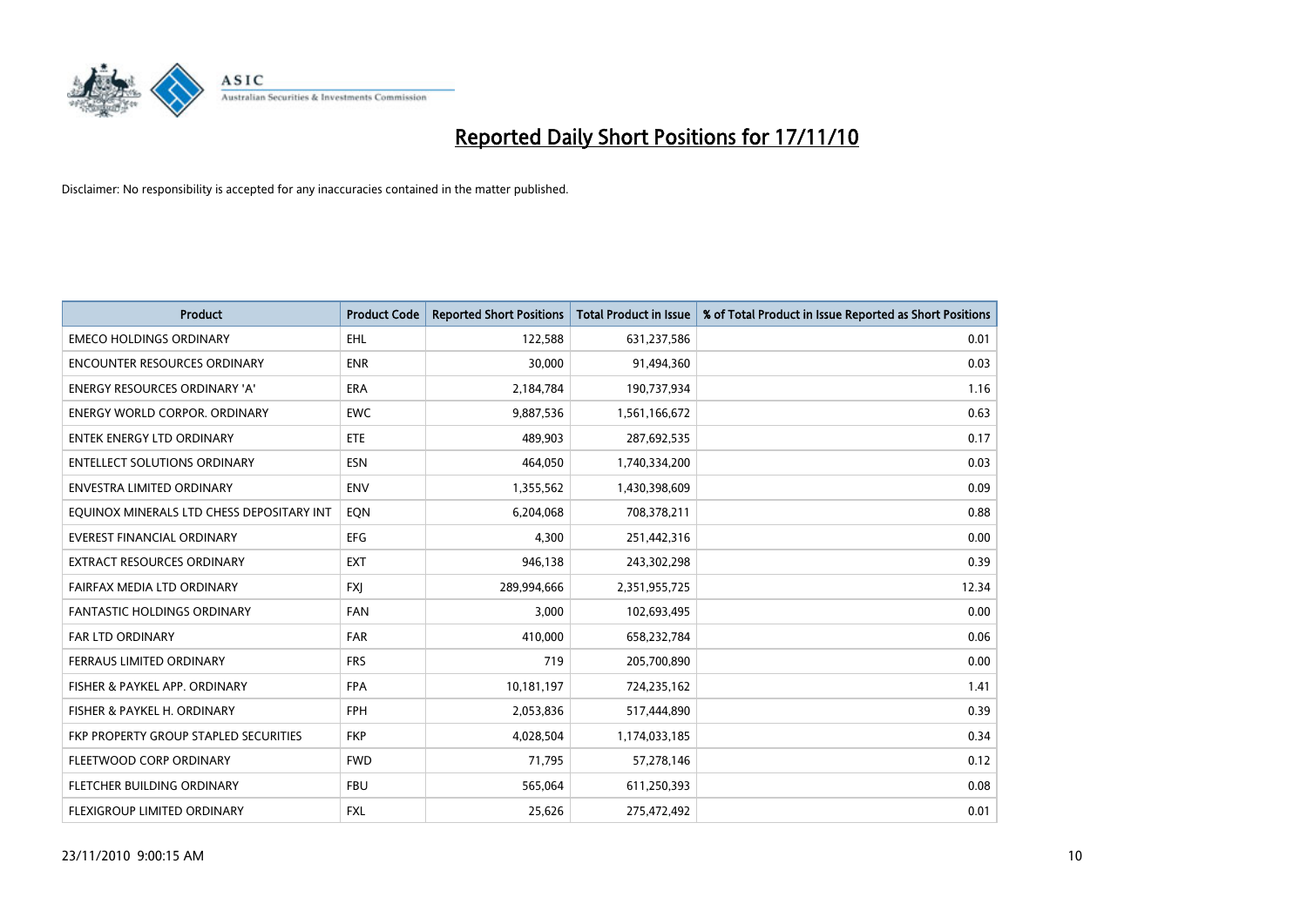# Reported Daily Short Positions for 17/11/10

Disclaimer: No responsibility is accepted for any inaccuracies contained in the matter published.

| Product | Product Code | Reported Short Positions | Total Product in Issue | % of Total Product in Issue Reported as Short Positions |
|---|---|---|---|---|
| EMECO HOLDINGS ORDINARY | EHL | 122,588 | 631,237,586 | 0.01 |
| ENCOUNTER RESOURCES ORDINARY | ENR | 30,000 | 91,494,360 | 0.03 |
| ENERGY RESOURCES ORDINARY 'A' | ERA | 2,184,784 | 190,737,934 | 1.16 |
| ENERGY WORLD CORPOR. ORDINARY | EWC | 9,887,536 | 1,561,166,672 | 0.63 |
| ENTEK ENERGY LTD ORDINARY | ETE | 489,903 | 287,692,535 | 0.17 |
| ENTELLECT SOLUTIONS ORDINARY | ESN | 464,050 | 1,740,334,200 | 0.03 |
| ENVESTRA LIMITED ORDINARY | ENV | 1,355,562 | 1,430,398,609 | 0.09 |
| EQUINOX MINERALS LTD CHESS DEPOSITARY INT | EQN | 6,204,068 | 708,378,211 | 0.88 |
| EVEREST FINANCIAL ORDINARY | EFG | 4,300 | 251,442,316 | 0.00 |
| EXTRACT RESOURCES ORDINARY | EXT | 946,138 | 243,302,298 | 0.39 |
| FAIRFAX MEDIA LTD ORDINARY | FXJ | 289,994,666 | 2,351,955,725 | 12.34 |
| FANTASTIC HOLDINGS ORDINARY | FAN | 3,000 | 102,693,495 | 0.00 |
| FAR LTD ORDINARY | FAR | 410,000 | 658,232,784 | 0.06 |
| FERRAUS LIMITED ORDINARY | FRS | 719 | 205,700,890 | 0.00 |
| FISHER & PAYKEL APP. ORDINARY | FPA | 10,181,197 | 724,235,162 | 1.41 |
| FISHER & PAYKEL H. ORDINARY | FPH | 2,053,836 | 517,444,890 | 0.39 |
| FKP PROPERTY GROUP STAPLED SECURITIES | FKP | 4,028,504 | 1,174,033,185 | 0.34 |
| FLEETWOOD CORP ORDINARY | FWD | 71,795 | 57,278,146 | 0.12 |
| FLETCHER BUILDING ORDINARY | FBU | 565,064 | 611,250,393 | 0.08 |
| FLEXIGROUP LIMITED ORDINARY | FXL | 25,626 | 275,472,492 | 0.01 |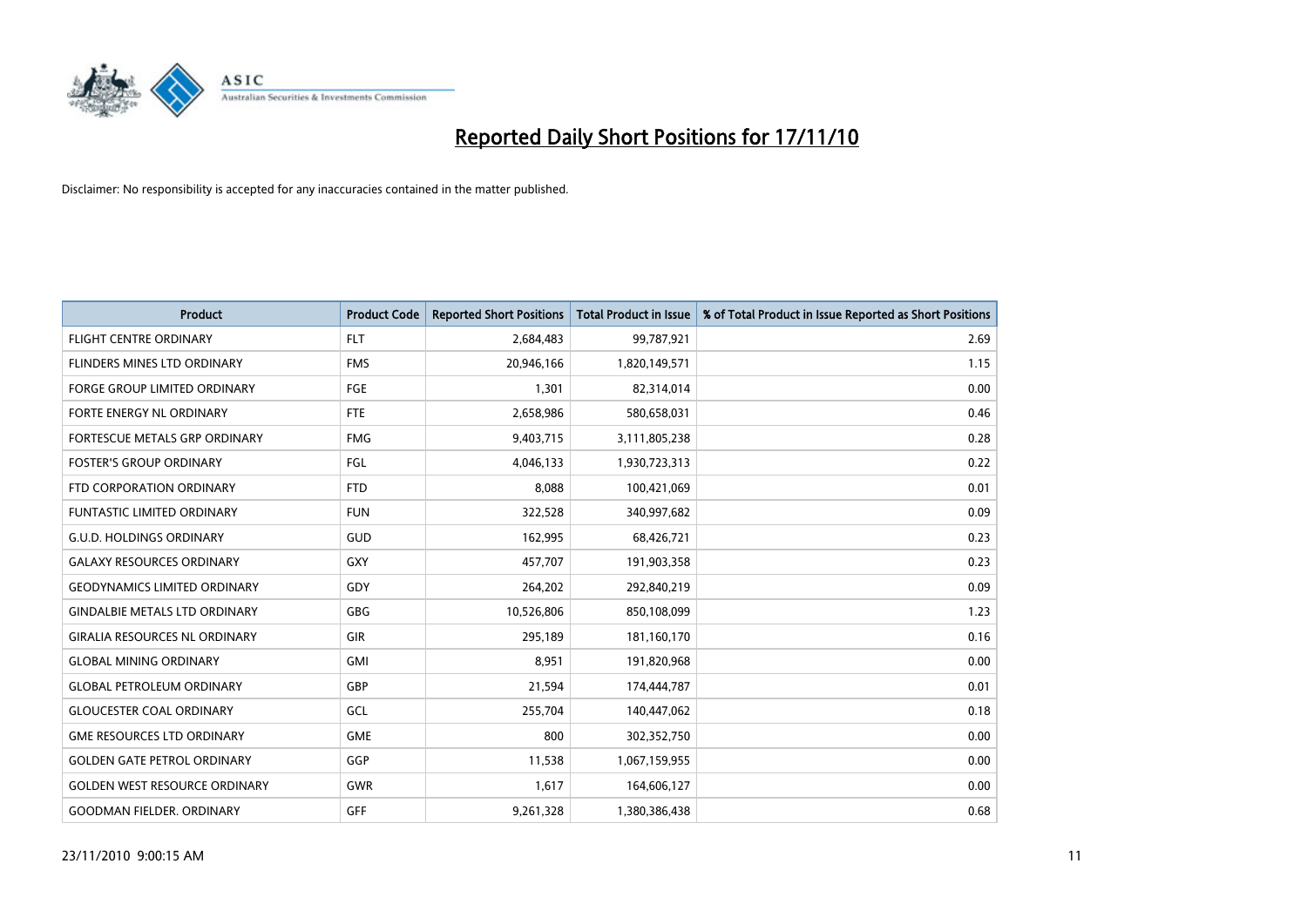# Reported Daily Short Positions for 17/11/10

Disclaimer: No responsibility is accepted for any inaccuracies contained in the matter published.

| Product | Product Code | Reported Short Positions | Total Product in Issue | % of Total Product in Issue Reported as Short Positions |
|---|---|---|---|---|
| FLIGHT CENTRE ORDINARY | FLT | 2,684,483 | 99,787,921 | 2.69 |
| FLINDERS MINES LTD ORDINARY | FMS | 20,946,166 | 1,820,149,571 | 1.15 |
| FORGE GROUP LIMITED ORDINARY | FGE | 1,301 | 82,314,014 | 0.00 |
| FORTE ENERGY NL ORDINARY | FTE | 2,658,986 | 580,658,031 | 0.46 |
| FORTESCUE METALS GRP ORDINARY | FMG | 9,403,715 | 3,111,805,238 | 0.28 |
| FOSTER'S GROUP ORDINARY | FGL | 4,046,133 | 1,930,723,313 | 0.22 |
| FTD CORPORATION ORDINARY | FTD | 8,088 | 100,421,069 | 0.01 |
| FUNTASTIC LIMITED ORDINARY | FUN | 322,528 | 340,997,682 | 0.09 |
| G.U.D. HOLDINGS ORDINARY | GUD | 162,995 | 68,426,721 | 0.23 |
| GALAXY RESOURCES ORDINARY | GXY | 457,707 | 191,903,358 | 0.23 |
| GEODYNAMICS LIMITED ORDINARY | GDY | 264,202 | 292,840,219 | 0.09 |
| GINDALBIE METALS LTD ORDINARY | GBG | 10,526,806 | 850,108,099 | 1.23 |
| GIRALIA RESOURCES NL ORDINARY | GIR | 295,189 | 181,160,170 | 0.16 |
| GLOBAL MINING ORDINARY | GMI | 8,951 | 191,820,968 | 0.00 |
| GLOBAL PETROLEUM ORDINARY | GBP | 21,594 | 174,444,787 | 0.01 |
| GLOUCESTER COAL ORDINARY | GCL | 255,704 | 140,447,062 | 0.18 |
| GME RESOURCES LTD ORDINARY | GME | 800 | 302,352,750 | 0.00 |
| GOLDEN GATE PETROL ORDINARY | GGP | 11,538 | 1,067,159,955 | 0.00 |
| GOLDEN WEST RESOURCE ORDINARY | GWR | 1,617 | 164,606,127 | 0.00 |
| GOODMAN FIELDER. ORDINARY | GFF | 9,261,328 | 1,380,386,438 | 0.68 |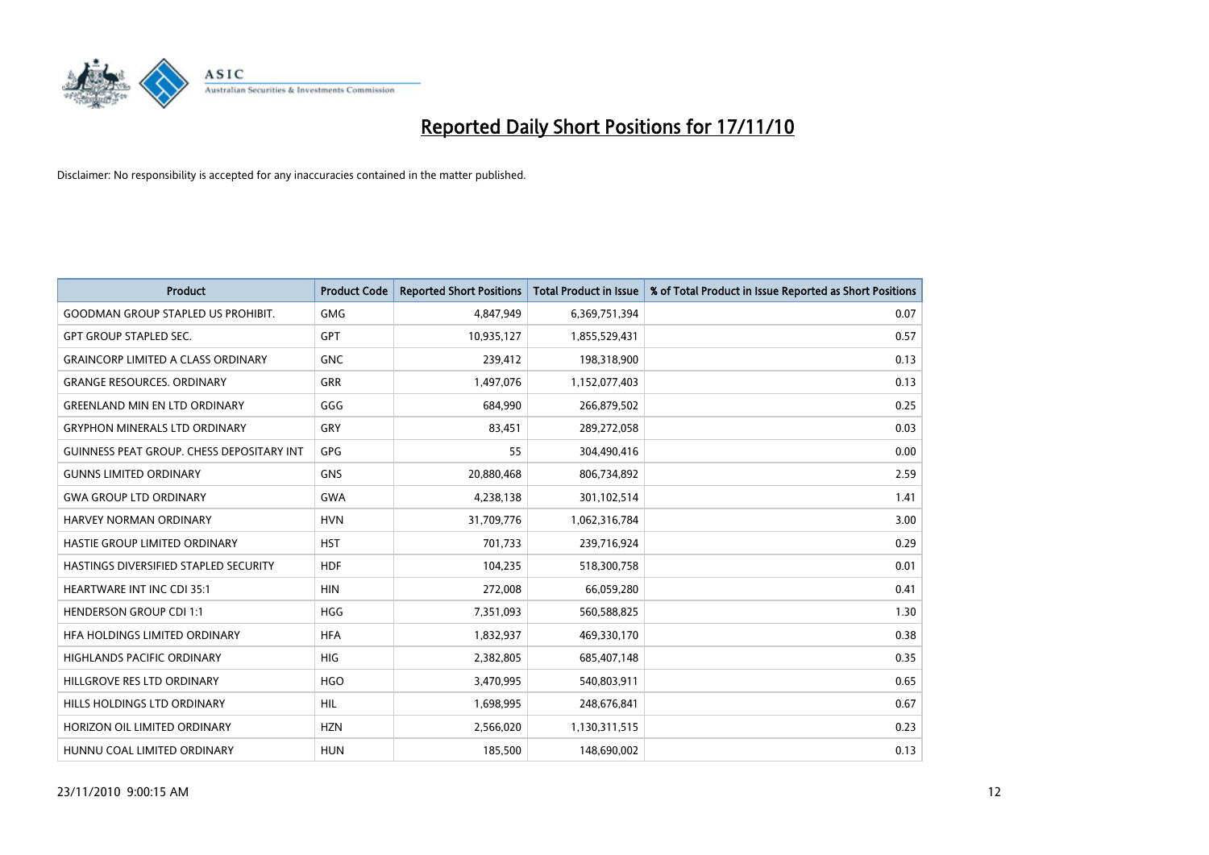# Reported Daily Short Positions for 17/11/10

Disclaimer: No responsibility is accepted for any inaccuracies contained in the matter published.

| Product | Product Code | Reported Short Positions | Total Product in Issue | % of Total Product in Issue Reported as Short Positions |
|---|---|---|---|---|
| GOODMAN GROUP STAPLED US PROHIBIT. | GMG | 4,847,949 | 6,369,751,394 | 0.07 |
| GPT GROUP STAPLED SEC. | GPT | 10,935,127 | 1,855,529,431 | 0.57 |
| GRAINCORP LIMITED A CLASS ORDINARY | GNC | 239,412 | 198,318,900 | 0.13 |
| GRANGE RESOURCES. ORDINARY | GRR | 1,497,076 | 1,152,077,403 | 0.13 |
| GREENLAND MIN EN LTD ORDINARY | GGG | 684,990 | 266,879,502 | 0.25 |
| GRYPHON MINERALS LTD ORDINARY | GRY | 83,451 | 289,272,058 | 0.03 |
| GUINNESS PEAT GROUP. CHESS DEPOSITARY INT | GPG | 55 | 304,490,416 | 0.00 |
| GUNNS LIMITED ORDINARY | GNS | 20,880,468 | 806,734,892 | 2.59 |
| GWA GROUP LTD ORDINARY | GWA | 4,238,138 | 301,102,514 | 1.41 |
| HARVEY NORMAN ORDINARY | HVN | 31,709,776 | 1,062,316,784 | 3.00 |
| HASTIE GROUP LIMITED ORDINARY | HST | 701,733 | 239,716,924 | 0.29 |
| HASTINGS DIVERSIFIED STAPLED SECURITY | HDF | 104,235 | 518,300,758 | 0.01 |
| HEARTWARE INT INC CDI 35:1 | HIN | 272,008 | 66,059,280 | 0.41 |
| HENDERSON GROUP CDI 1:1 | HGG | 7,351,093 | 560,588,825 | 1.30 |
| HFA HOLDINGS LIMITED ORDINARY | HFA | 1,832,937 | 469,330,170 | 0.38 |
| HIGHLANDS PACIFIC ORDINARY | HIG | 2,382,805 | 685,407,148 | 0.35 |
| HILLGROVE RES LTD ORDINARY | HGO | 3,470,995 | 540,803,911 | 0.65 |
| HILLS HOLDINGS LTD ORDINARY | HIL | 1,698,995 | 248,676,841 | 0.67 |
| HORIZON OIL LIMITED ORDINARY | HZN | 2,566,020 | 1,130,311,515 | 0.23 |
| HUNNU COAL LIMITED ORDINARY | HUN | 185,500 | 148,690,002 | 0.13 |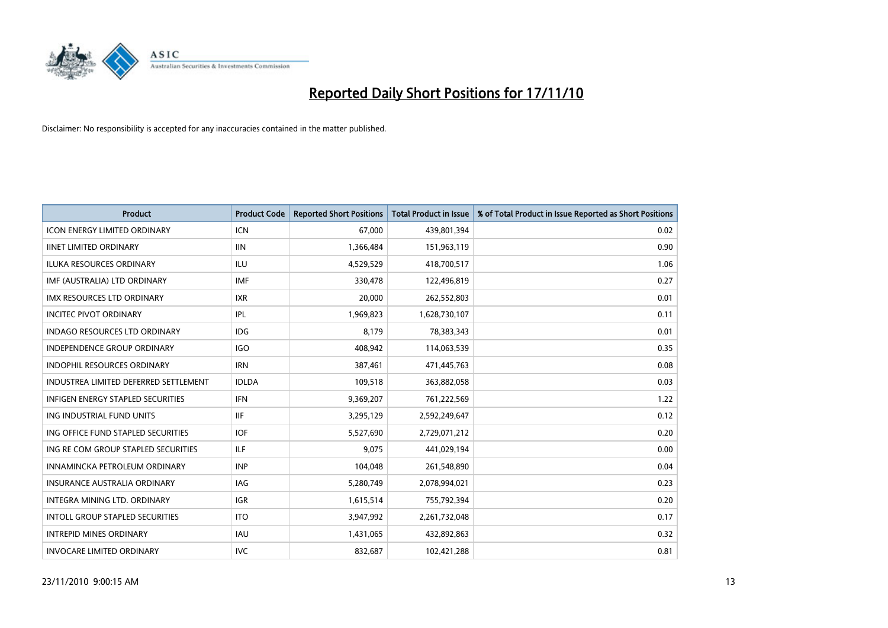# Reported Daily Short Positions for 17/11/10

Disclaimer: No responsibility is accepted for any inaccuracies contained in the matter published.

| Product | Product Code | Reported Short Positions | Total Product in Issue | % of Total Product in Issue Reported as Short Positions |
|---|---|---|---|---|
| ICON ENERGY LIMITED ORDINARY | ICN | 67,000 | 439,801,394 | 0.02 |
| IINET LIMITED ORDINARY | IIN | 1,366,484 | 151,963,119 | 0.90 |
| ILUKA RESOURCES ORDINARY | ILU | 4,529,529 | 418,700,517 | 1.06 |
| IMF (AUSTRALIA) LTD ORDINARY | IMF | 330,478 | 122,496,819 | 0.27 |
| IMX RESOURCES LTD ORDINARY | IXR | 20,000 | 262,552,803 | 0.01 |
| INCITEC PIVOT ORDINARY | IPL | 1,969,823 | 1,628,730,107 | 0.11 |
| INDAGO RESOURCES LTD ORDINARY | IDG | 8,179 | 78,383,343 | 0.01 |
| INDEPENDENCE GROUP ORDINARY | IGO | 408,942 | 114,063,539 | 0.35 |
| INDOPHIL RESOURCES ORDINARY | IRN | 387,461 | 471,445,763 | 0.08 |
| INDUSTREA LIMITED DEFERRED SETTLEMENT | IDLDA | 109,518 | 363,882,058 | 0.03 |
| INFIGEN ENERGY STAPLED SECURITIES | IFN | 9,369,207 | 761,222,569 | 1.22 |
| ING INDUSTRIAL FUND UNITS | IIF | 3,295,129 | 2,592,249,647 | 0.12 |
| ING OFFICE FUND STAPLED SECURITIES | IOF | 5,527,690 | 2,729,071,212 | 0.20 |
| ING RE COM GROUP STAPLED SECURITIES | ILF | 9,075 | 441,029,194 | 0.00 |
| INNAMINCKA PETROLEUM ORDINARY | INP | 104,048 | 261,548,890 | 0.04 |
| INSURANCE AUSTRALIA ORDINARY | IAG | 5,280,749 | 2,078,994,021 | 0.23 |
| INTEGRA MINING LTD. ORDINARY | IGR | 1,615,514 | 755,792,394 | 0.20 |
| INTOLL GROUP STAPLED SECURITIES | ITO | 3,947,992 | 2,261,732,048 | 0.17 |
| INTREPID MINES ORDINARY | IAU | 1,431,065 | 432,892,863 | 0.32 |
| INVOCARE LIMITED ORDINARY | IVC | 832,687 | 102,421,288 | 0.81 |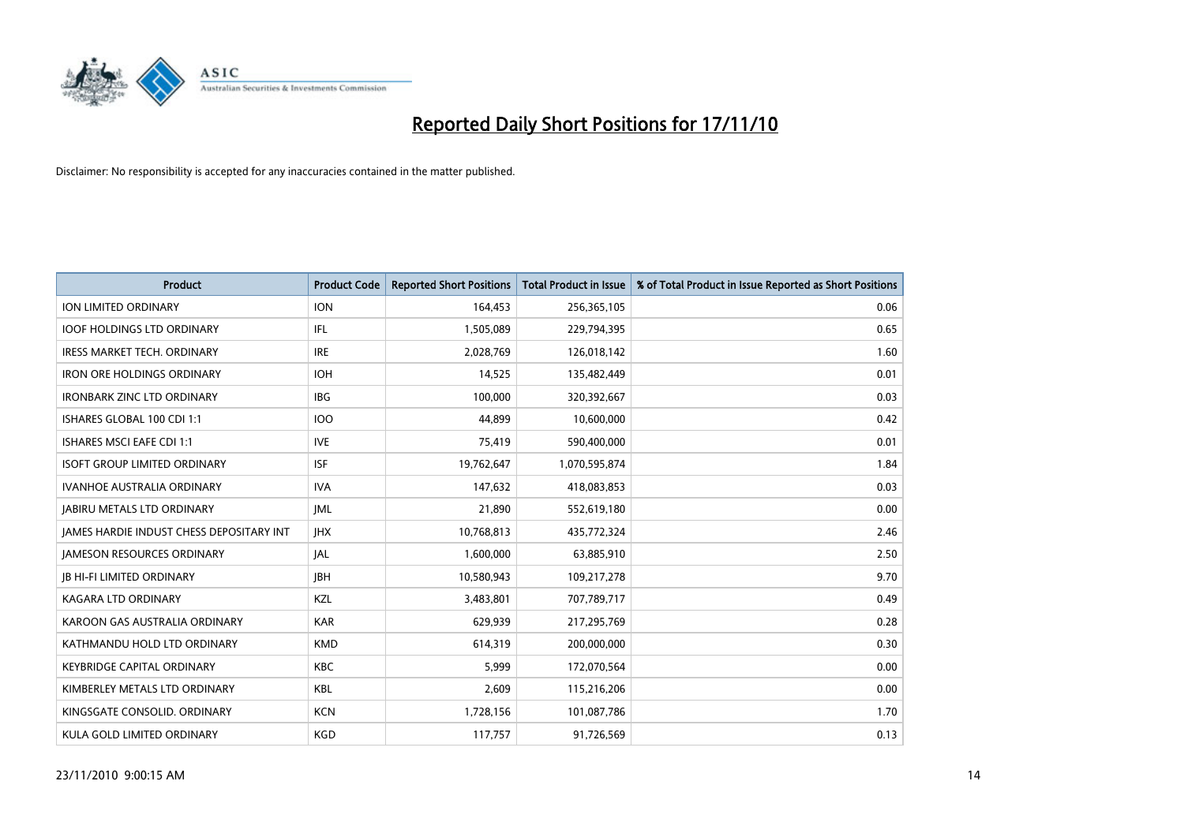# Reported Daily Short Positions for 17/11/10

Disclaimer: No responsibility is accepted for any inaccuracies contained in the matter published.

| Product | Product Code | Reported Short Positions | Total Product in Issue | % of Total Product in Issue Reported as Short Positions |
|---|---|---|---|---|
| ION LIMITED ORDINARY | ION | 164,453 | 256,365,105 | 0.06 |
| IOOF HOLDINGS LTD ORDINARY | IFL | 1,505,089 | 229,794,395 | 0.65 |
| IRESS MARKET TECH. ORDINARY | IRE | 2,028,769 | 126,018,142 | 1.60 |
| IRON ORE HOLDINGS ORDINARY | IOH | 14,525 | 135,482,449 | 0.01 |
| IRONBARK ZINC LTD ORDINARY | IBG | 100,000 | 320,392,667 | 0.03 |
| ISHARES GLOBAL 100 CDI 1:1 | IOO | 44,899 | 10,600,000 | 0.42 |
| ISHARES MSCI EAFE CDI 1:1 | IVE | 75,419 | 590,400,000 | 0.01 |
| ISOFT GROUP LIMITED ORDINARY | ISF | 19,762,647 | 1,070,595,874 | 1.84 |
| IVANHOE AUSTRALIA ORDINARY | IVA | 147,632 | 418,083,853 | 0.03 |
| JABIRU METALS LTD ORDINARY | JML | 21,890 | 552,619,180 | 0.00 |
| JAMES HARDIE INDUST CHESS DEPOSITARY INT | JHX | 10,768,813 | 435,772,324 | 2.46 |
| JAMESON RESOURCES ORDINARY | JAL | 1,600,000 | 63,885,910 | 2.50 |
| JB HI-FI LIMITED ORDINARY | JBH | 10,580,943 | 109,217,278 | 9.70 |
| KAGARA LTD ORDINARY | KZL | 3,483,801 | 707,789,717 | 0.49 |
| KAROON GAS AUSTRALIA ORDINARY | KAR | 629,939 | 217,295,769 | 0.28 |
| KATHMANDU HOLD LTD ORDINARY | KMD | 614,319 | 200,000,000 | 0.30 |
| KEYBRIDGE CAPITAL ORDINARY | KBC | 5,999 | 172,070,564 | 0.00 |
| KIMBERLEY METALS LTD ORDINARY | KBL | 2,609 | 115,216,206 | 0.00 |
| KINGSGATE CONSOLID. ORDINARY | KCN | 1,728,156 | 101,087,786 | 1.70 |
| KULA GOLD LIMITED ORDINARY | KGD | 117,757 | 91,726,569 | 0.13 |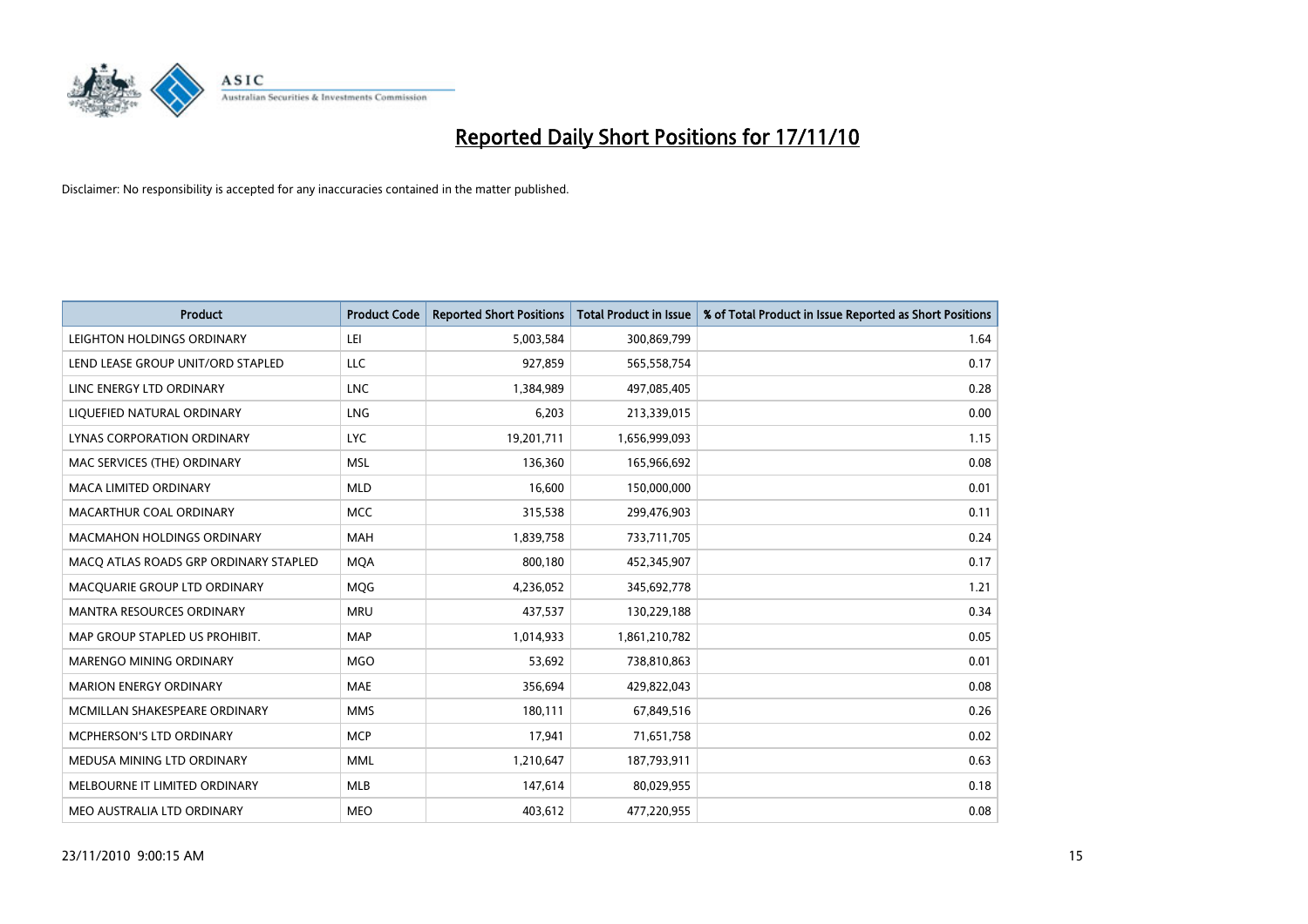# Reported Daily Short Positions for 17/11/10

Disclaimer: No responsibility is accepted for any inaccuracies contained in the matter published.

| Product | Product Code | Reported Short Positions | Total Product in Issue | % of Total Product in Issue Reported as Short Positions |
|---|---|---|---|---|
| LEIGHTON HOLDINGS ORDINARY | LEI | 5,003,584 | 300,869,799 | 1.64 |
| LEND LEASE GROUP UNIT/ORD STAPLED | LLC | 927,859 | 565,558,754 | 0.17 |
| LINC ENERGY LTD ORDINARY | LNC | 1,384,989 | 497,085,405 | 0.28 |
| LIQUEFIED NATURAL ORDINARY | LNG | 6,203 | 213,339,015 | 0.00 |
| LYNAS CORPORATION ORDINARY | LYC | 19,201,711 | 1,656,999,093 | 1.15 |
| MAC SERVICES (THE) ORDINARY | MSL | 136,360 | 165,966,692 | 0.08 |
| MACA LIMITED ORDINARY | MLD | 16,600 | 150,000,000 | 0.01 |
| MACARTHUR COAL ORDINARY | MCC | 315,538 | 299,476,903 | 0.11 |
| MACMAHON HOLDINGS ORDINARY | MAH | 1,839,758 | 733,711,705 | 0.24 |
| MACQ ATLAS ROADS GRP ORDINARY STAPLED | MQA | 800,180 | 452,345,907 | 0.17 |
| MACQUARIE GROUP LTD ORDINARY | MQG | 4,236,052 | 345,692,778 | 1.21 |
| MANTRA RESOURCES ORDINARY | MRU | 437,537 | 130,229,188 | 0.34 |
| MAP GROUP STAPLED US PROHIBIT. | MAP | 1,014,933 | 1,861,210,782 | 0.05 |
| MARENGO MINING ORDINARY | MGO | 53,692 | 738,810,863 | 0.01 |
| MARION ENERGY ORDINARY | MAE | 356,694 | 429,822,043 | 0.08 |
| MCMILLAN SHAKESPEARE ORDINARY | MMS | 180,111 | 67,849,516 | 0.26 |
| MCPHERSON'S LTD ORDINARY | MCP | 17,941 | 71,651,758 | 0.02 |
| MEDUSA MINING LTD ORDINARY | MML | 1,210,647 | 187,793,911 | 0.63 |
| MELBOURNE IT LIMITED ORDINARY | MLB | 147,614 | 80,029,955 | 0.18 |
| MEO AUSTRALIA LTD ORDINARY | MEO | 403,612 | 477,220,955 | 0.08 |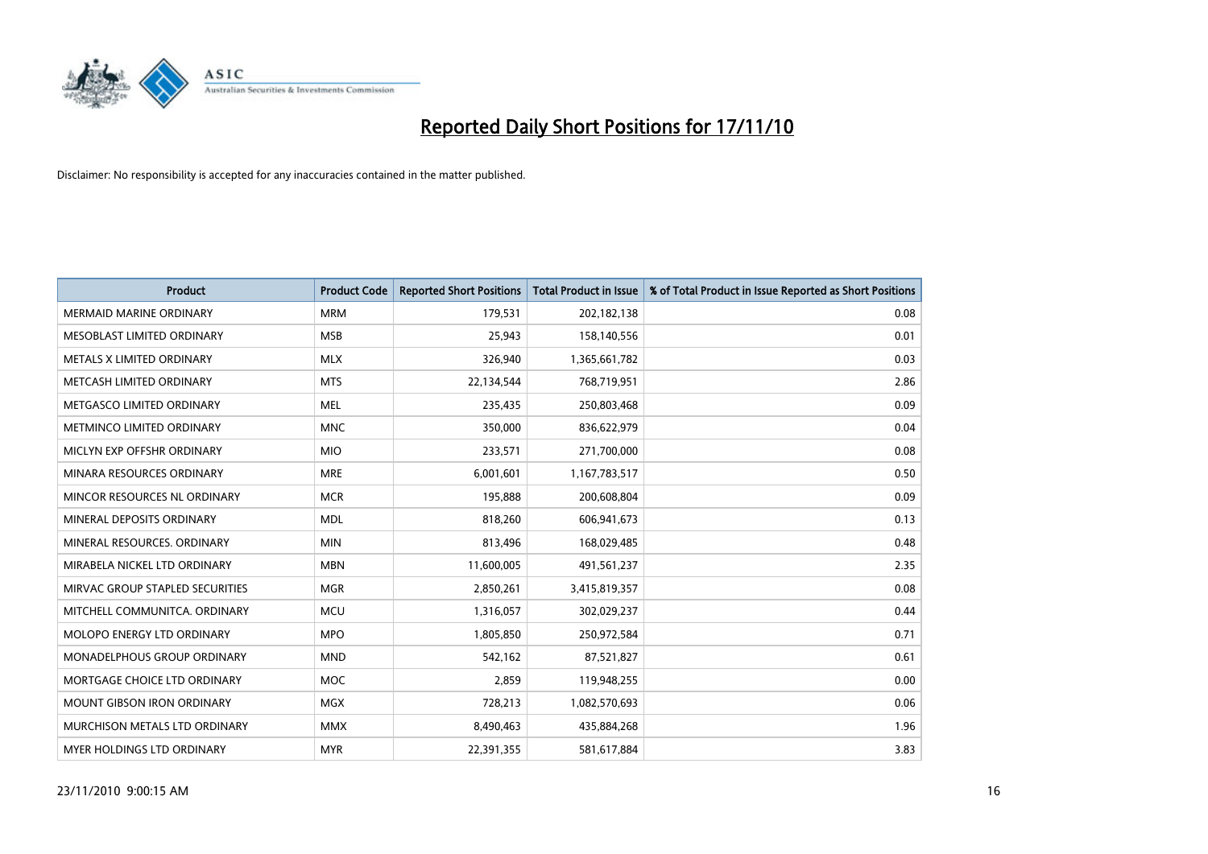# Reported Daily Short Positions for 17/11/10

Disclaimer: No responsibility is accepted for any inaccuracies contained in the matter published.

| Product | Product Code | Reported Short Positions | Total Product in Issue | % of Total Product in Issue Reported as Short Positions |
|---|---|---|---|---|
| MERMAID MARINE ORDINARY | MRM | 179,531 | 202,182,138 | 0.08 |
| MESOBLAST LIMITED ORDINARY | MSB | 25,943 | 158,140,556 | 0.01 |
| METALS X LIMITED ORDINARY | MLX | 326,940 | 1,365,661,782 | 0.03 |
| METCASH LIMITED ORDINARY | MTS | 22,134,544 | 768,719,951 | 2.86 |
| METGASCO LIMITED ORDINARY | MEL | 235,435 | 250,803,468 | 0.09 |
| METMINCO LIMITED ORDINARY | MNC | 350,000 | 836,622,979 | 0.04 |
| MICLYN EXP OFFSHR ORDINARY | MIO | 233,571 | 271,700,000 | 0.08 |
| MINARA RESOURCES ORDINARY | MRE | 6,001,601 | 1,167,783,517 | 0.50 |
| MINCOR RESOURCES NL ORDINARY | MCR | 195,888 | 200,608,804 | 0.09 |
| MINERAL DEPOSITS ORDINARY | MDL | 818,260 | 606,941,673 | 0.13 |
| MINERAL RESOURCES. ORDINARY | MIN | 813,496 | 168,029,485 | 0.48 |
| MIRABELA NICKEL LTD ORDINARY | MBN | 11,600,005 | 491,561,237 | 2.35 |
| MIRVAC GROUP STAPLED SECURITIES | MGR | 2,850,261 | 3,415,819,357 | 0.08 |
| MITCHELL COMMUNITCA. ORDINARY | MCU | 1,316,057 | 302,029,237 | 0.44 |
| MOLOPO ENERGY LTD ORDINARY | MPO | 1,805,850 | 250,972,584 | 0.71 |
| MONADELPHOUS GROUP ORDINARY | MND | 542,162 | 87,521,827 | 0.61 |
| MORTGAGE CHOICE LTD ORDINARY | MOC | 2,859 | 119,948,255 | 0.00 |
| MOUNT GIBSON IRON ORDINARY | MGX | 728,213 | 1,082,570,693 | 0.06 |
| MURCHISON METALS LTD ORDINARY | MMX | 8,490,463 | 435,884,268 | 1.96 |
| MYER HOLDINGS LTD ORDINARY | MYR | 22,391,355 | 581,617,884 | 3.83 |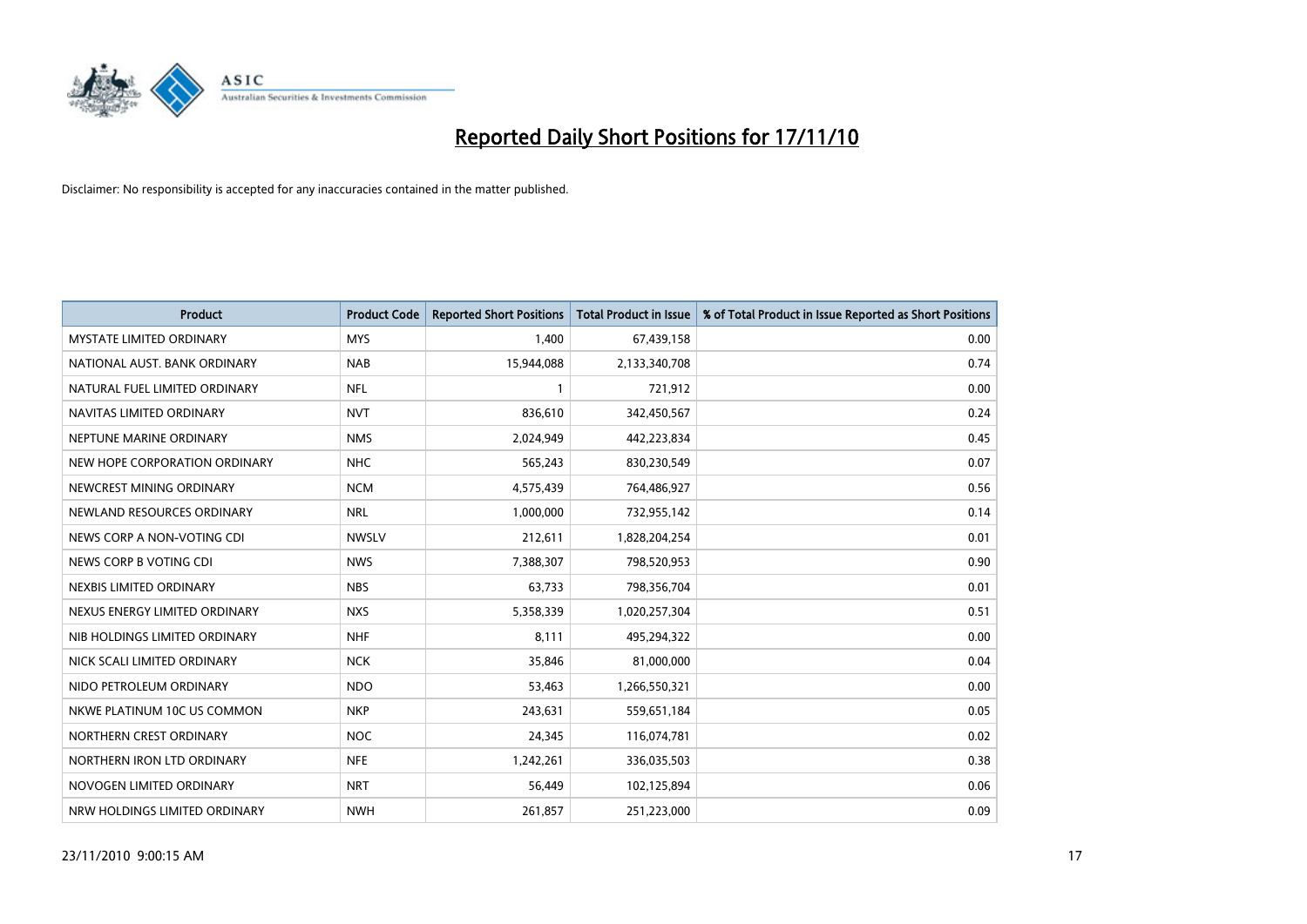# Reported Daily Short Positions for 17/11/10

Disclaimer: No responsibility is accepted for any inaccuracies contained in the matter published.

| Product | Product Code | Reported Short Positions | Total Product in Issue | % of Total Product in Issue Reported as Short Positions |
|---|---|---|---|---|
| MYSTATE LIMITED ORDINARY | MYS | 1,400 | 67,439,158 | 0.00 |
| NATIONAL AUST. BANK ORDINARY | NAB | 15,944,088 | 2,133,340,708 | 0.74 |
| NATURAL FUEL LIMITED ORDINARY | NFL | 1 | 721,912 | 0.00 |
| NAVITAS LIMITED ORDINARY | NVT | 836,610 | 342,450,567 | 0.24 |
| NEPTUNE MARINE ORDINARY | NMS | 2,024,949 | 442,223,834 | 0.45 |
| NEW HOPE CORPORATION ORDINARY | NHC | 565,243 | 830,230,549 | 0.07 |
| NEWCREST MINING ORDINARY | NCM | 4,575,439 | 764,486,927 | 0.56 |
| NEWLAND RESOURCES ORDINARY | NRL | 1,000,000 | 732,955,142 | 0.14 |
| NEWS CORP A NON-VOTING CDI | NWSLV | 212,611 | 1,828,204,254 | 0.01 |
| NEWS CORP B VOTING CDI | NWS | 7,388,307 | 798,520,953 | 0.90 |
| NEXBIS LIMITED ORDINARY | NBS | 63,733 | 798,356,704 | 0.01 |
| NEXUS ENERGY LIMITED ORDINARY | NXS | 5,358,339 | 1,020,257,304 | 0.51 |
| NIB HOLDINGS LIMITED ORDINARY | NHF | 8,111 | 495,294,322 | 0.00 |
| NICK SCALI LIMITED ORDINARY | NCK | 35,846 | 81,000,000 | 0.04 |
| NIDO PETROLEUM ORDINARY | NDO | 53,463 | 1,266,550,321 | 0.00 |
| NKWE PLATINUM 10C US COMMON | NKP | 243,631 | 559,651,184 | 0.05 |
| NORTHERN CREST ORDINARY | NOC | 24,345 | 116,074,781 | 0.02 |
| NORTHERN IRON LTD ORDINARY | NFE | 1,242,261 | 336,035,503 | 0.38 |
| NOVOGEN LIMITED ORDINARY | NRT | 56,449 | 102,125,894 | 0.06 |
| NRW HOLDINGS LIMITED ORDINARY | NWH | 261,857 | 251,223,000 | 0.09 |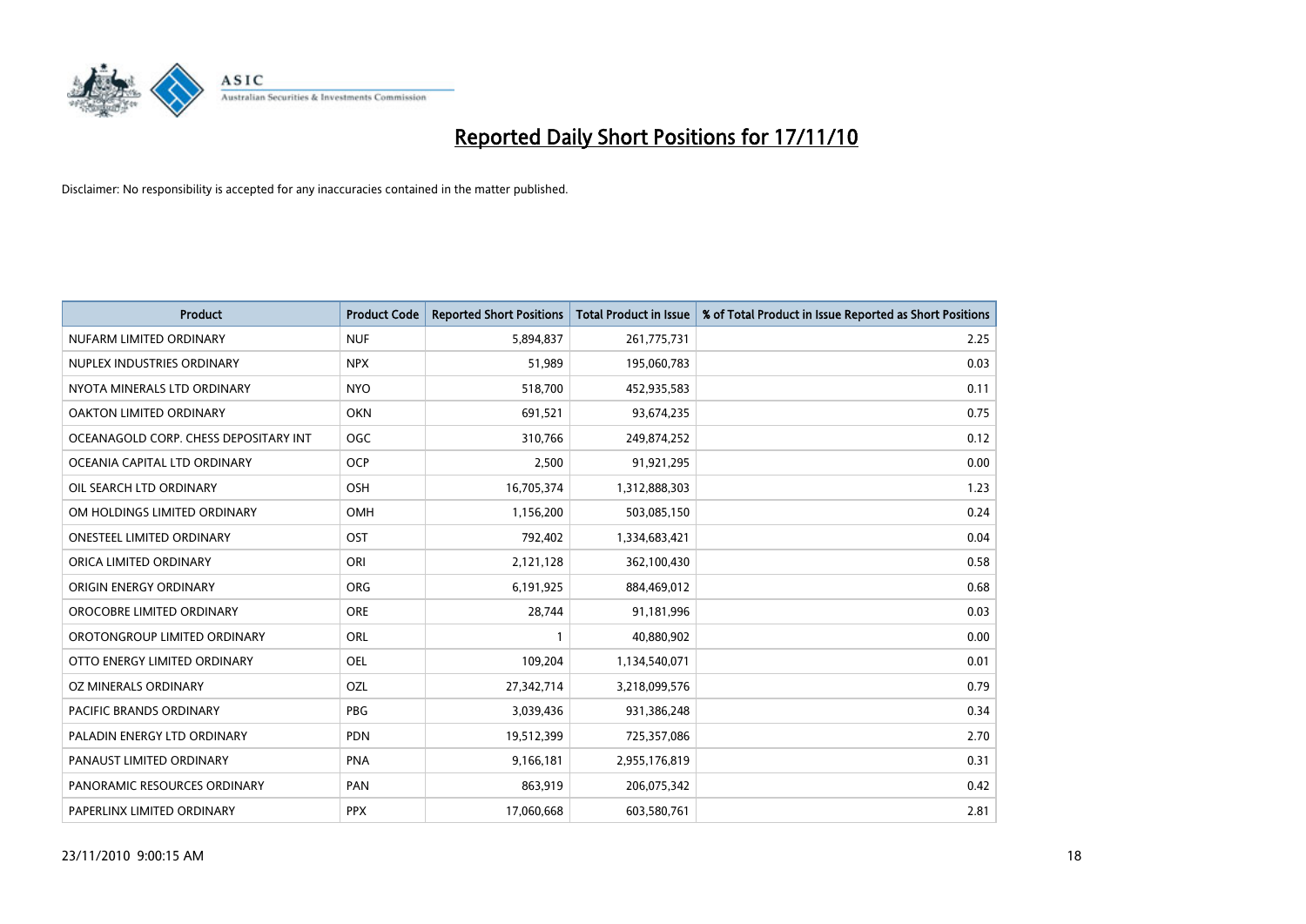# Reported Daily Short Positions for 17/11/10

Disclaimer: No responsibility is accepted for any inaccuracies contained in the matter published.

| Product | Product Code | Reported Short Positions | Total Product in Issue | % of Total Product in Issue Reported as Short Positions |
|---|---|---|---|---|
| NUFARM LIMITED ORDINARY | NUF | 5,894,837 | 261,775,731 | 2.25 |
| NUPLEX INDUSTRIES ORDINARY | NPX | 51,989 | 195,060,783 | 0.03 |
| NYOTA MINERALS LTD ORDINARY | NYO | 518,700 | 452,935,583 | 0.11 |
| OAKTON LIMITED ORDINARY | OKN | 691,521 | 93,674,235 | 0.75 |
| OCEANAGOLD CORP. CHESS DEPOSITARY INT | OGC | 310,766 | 249,874,252 | 0.12 |
| OCEANIA CAPITAL LTD ORDINARY | OCP | 2,500 | 91,921,295 | 0.00 |
| OIL SEARCH LTD ORDINARY | OSH | 16,705,374 | 1,312,888,303 | 1.23 |
| OM HOLDINGS LIMITED ORDINARY | OMH | 1,156,200 | 503,085,150 | 0.24 |
| ONESTEEL LIMITED ORDINARY | OST | 792,402 | 1,334,683,421 | 0.04 |
| ORICA LIMITED ORDINARY | ORI | 2,121,128 | 362,100,430 | 0.58 |
| ORIGIN ENERGY ORDINARY | ORG | 6,191,925 | 884,469,012 | 0.68 |
| OROCOBRE LIMITED ORDINARY | ORE | 28,744 | 91,181,996 | 0.03 |
| OROTONGROUP LIMITED ORDINARY | ORL | 1 | 40,880,902 | 0.00 |
| OTTO ENERGY LIMITED ORDINARY | OEL | 109,204 | 1,134,540,071 | 0.01 |
| OZ MINERALS ORDINARY | OZL | 27,342,714 | 3,218,099,576 | 0.79 |
| PACIFIC BRANDS ORDINARY | PBG | 3,039,436 | 931,386,248 | 0.34 |
| PALADIN ENERGY LTD ORDINARY | PDN | 19,512,399 | 725,357,086 | 2.70 |
| PANAUST LIMITED ORDINARY | PNA | 9,166,181 | 2,955,176,819 | 0.31 |
| PANORAMIC RESOURCES ORDINARY | PAN | 863,919 | 206,075,342 | 0.42 |
| PAPERLINX LIMITED ORDINARY | PPX | 17,060,668 | 603,580,761 | 2.81 |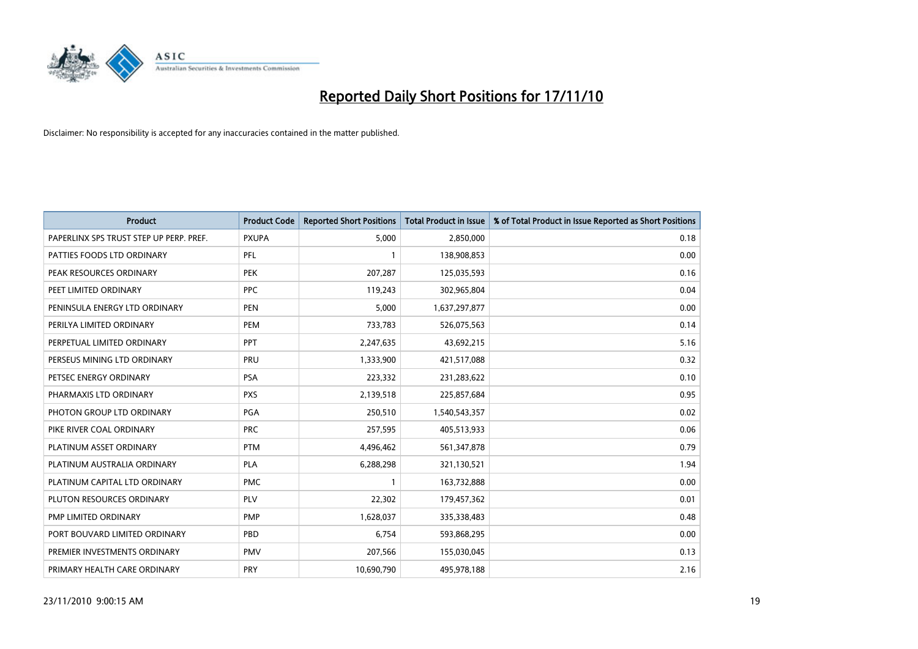# Reported Daily Short Positions for 17/11/10

Disclaimer: No responsibility is accepted for any inaccuracies contained in the matter published.

| Product | Product Code | Reported Short Positions | Total Product in Issue | % of Total Product in Issue Reported as Short Positions |
|---|---|---|---|---|
| PAPERLINX SPS TRUST STEP UP PERP. PREF. | PXUPA | 5,000 | 2,850,000 | 0.18 |
| PATTIES FOODS LTD ORDINARY | PFL | 1 | 138,908,853 | 0.00 |
| PEAK RESOURCES ORDINARY | PEK | 207,287 | 125,035,593 | 0.16 |
| PEET LIMITED ORDINARY | PPC | 119,243 | 302,965,804 | 0.04 |
| PENINSULA ENERGY LTD ORDINARY | PEN | 5,000 | 1,637,297,877 | 0.00 |
| PERILYA LIMITED ORDINARY | PEM | 733,783 | 526,075,563 | 0.14 |
| PERPETUAL LIMITED ORDINARY | PPT | 2,247,635 | 43,692,215 | 5.16 |
| PERSEUS MINING LTD ORDINARY | PRU | 1,333,900 | 421,517,088 | 0.32 |
| PETSEC ENERGY ORDINARY | PSA | 223,332 | 231,283,622 | 0.10 |
| PHARMAXIS LTD ORDINARY | PXS | 2,139,518 | 225,857,684 | 0.95 |
| PHOTON GROUP LTD ORDINARY | PGA | 250,510 | 1,540,543,357 | 0.02 |
| PIKE RIVER COAL ORDINARY | PRC | 257,595 | 405,513,933 | 0.06 |
| PLATINUM ASSET ORDINARY | PTM | 4,496,462 | 561,347,878 | 0.79 |
| PLATINUM AUSTRALIA ORDINARY | PLA | 6,288,298 | 321,130,521 | 1.94 |
| PLATINUM CAPITAL LTD ORDINARY | PMC | 1 | 163,732,888 | 0.00 |
| PLUTON RESOURCES ORDINARY | PLV | 22,302 | 179,457,362 | 0.01 |
| PMP LIMITED ORDINARY | PMP | 1,628,037 | 335,338,483 | 0.48 |
| PORT BOUVARD LIMITED ORDINARY | PBD | 6,754 | 593,868,295 | 0.00 |
| PREMIER INVESTMENTS ORDINARY | PMV | 207,566 | 155,030,045 | 0.13 |
| PRIMARY HEALTH CARE ORDINARY | PRY | 10,690,790 | 495,978,188 | 2.16 |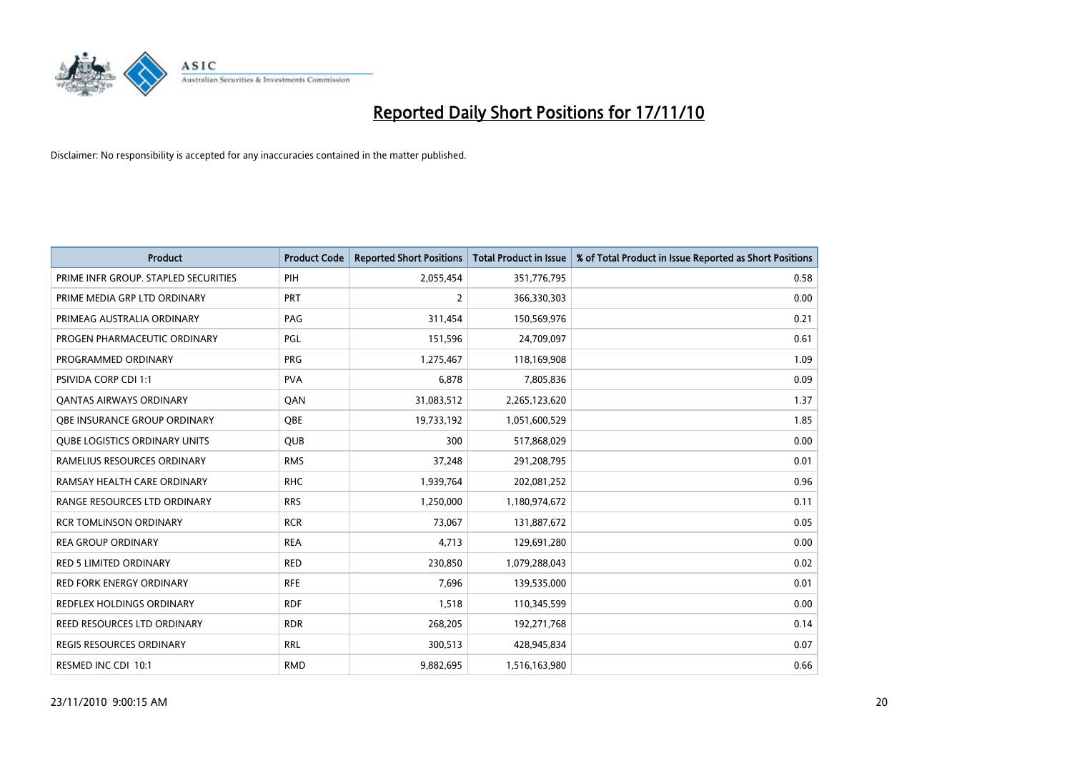# Reported Daily Short Positions for 17/11/10

Disclaimer: No responsibility is accepted for any inaccuracies contained in the matter published.

| Product | Product Code | Reported Short Positions | Total Product in Issue | % of Total Product in Issue Reported as Short Positions |
|---|---|---|---|---|
| PRIME INFR GROUP. STAPLED SECURITIES | PIH | 2,055,454 | 351,776,795 | 0.58 |
| PRIME MEDIA GRP LTD ORDINARY | PRT | 2 | 366,330,303 | 0.00 |
| PRIMEAG AUSTRALIA ORDINARY | PAG | 311,454 | 150,569,976 | 0.21 |
| PROGEN PHARMACEUTIC ORDINARY | PGL | 151,596 | 24,709,097 | 0.61 |
| PROGRAMMED ORDINARY | PRG | 1,275,467 | 118,169,908 | 1.09 |
| PSIVIDA CORP CDI 1:1 | PVA | 6,878 | 7,805,836 | 0.09 |
| QANTAS AIRWAYS ORDINARY | QAN | 31,083,512 | 2,265,123,620 | 1.37 |
| QBE INSURANCE GROUP ORDINARY | QBE | 19,733,192 | 1,051,600,529 | 1.85 |
| QUBE LOGISTICS ORDINARY UNITS | QUB | 300 | 517,868,029 | 0.00 |
| RAMELIUS RESOURCES ORDINARY | RMS | 37,248 | 291,208,795 | 0.01 |
| RAMSAY HEALTH CARE ORDINARY | RHC | 1,939,764 | 202,081,252 | 0.96 |
| RANGE RESOURCES LTD ORDINARY | RRS | 1,250,000 | 1,180,974,672 | 0.11 |
| RCR TOMLINSON ORDINARY | RCR | 73,067 | 131,887,672 | 0.05 |
| REA GROUP ORDINARY | REA | 4,713 | 129,691,280 | 0.00 |
| RED 5 LIMITED ORDINARY | RED | 230,850 | 1,079,288,043 | 0.02 |
| RED FORK ENERGY ORDINARY | RFE | 7,696 | 139,535,000 | 0.01 |
| REDFLEX HOLDINGS ORDINARY | RDF | 1,518 | 110,345,599 | 0.00 |
| REED RESOURCES LTD ORDINARY | RDR | 268,205 | 192,271,768 | 0.14 |
| REGIS RESOURCES ORDINARY | RRL | 300,513 | 428,945,834 | 0.07 |
| RESMED INC CDI 10:1 | RMD | 9,882,695 | 1,516,163,980 | 0.66 |

23/11/2010 9:00:15 AM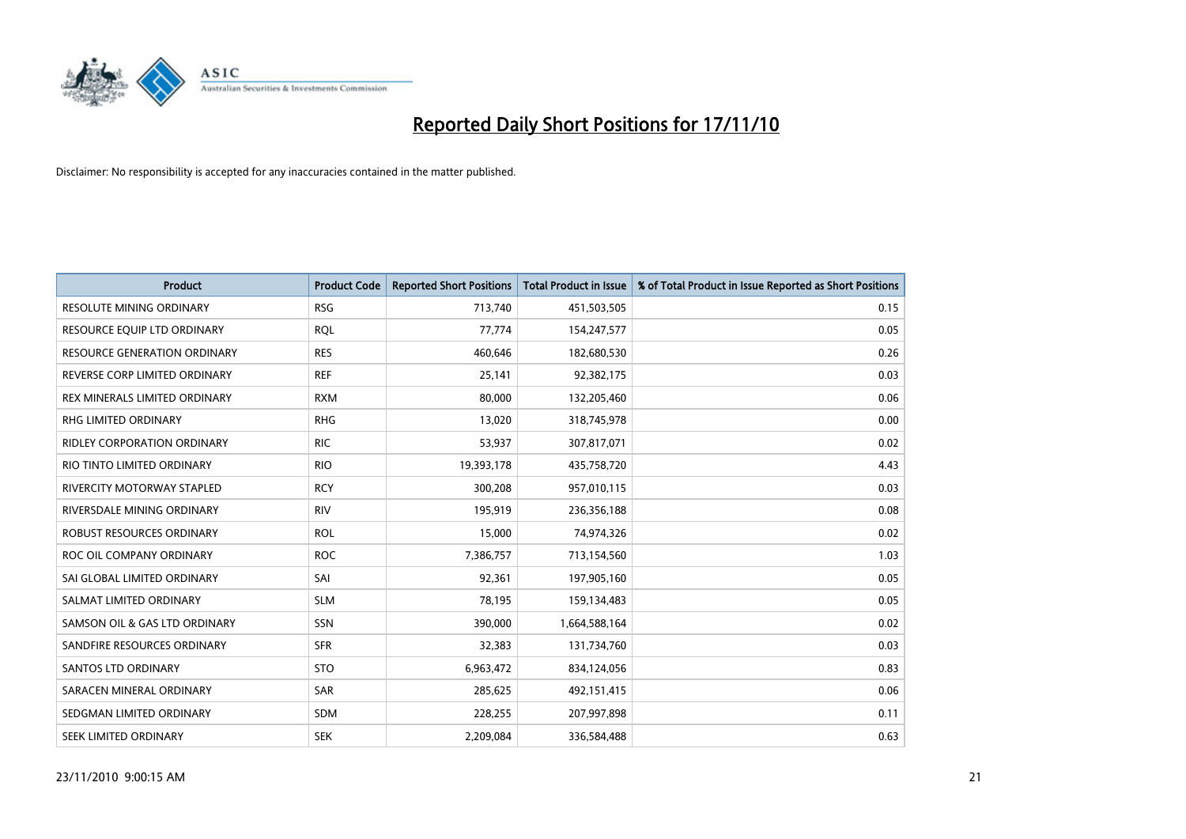# Reported Daily Short Positions for 17/11/10

Disclaimer: No responsibility is accepted for any inaccuracies contained in the matter published.

| Product | Product Code | Reported Short Positions | Total Product in Issue | % of Total Product in Issue Reported as Short Positions |
|---|---|---|---|---|
| RESOLUTE MINING ORDINARY | RSG | 713,740 | 451,503,505 | 0.15 |
| RESOURCE EQUIP LTD ORDINARY | RQL | 77,774 | 154,247,577 | 0.05 |
| RESOURCE GENERATION ORDINARY | RES | 460,646 | 182,680,530 | 0.26 |
| REVERSE CORP LIMITED ORDINARY | REF | 25,141 | 92,382,175 | 0.03 |
| REX MINERALS LIMITED ORDINARY | RXM | 80,000 | 132,205,460 | 0.06 |
| RHG LIMITED ORDINARY | RHG | 13,020 | 318,745,978 | 0.00 |
| RIDLEY CORPORATION ORDINARY | RIC | 53,937 | 307,817,071 | 0.02 |
| RIO TINTO LIMITED ORDINARY | RIO | 19,393,178 | 435,758,720 | 4.43 |
| RIVERCITY MOTORWAY STAPLED | RCY | 300,208 | 957,010,115 | 0.03 |
| RIVERSDALE MINING ORDINARY | RIV | 195,919 | 236,356,188 | 0.08 |
| ROBUST RESOURCES ORDINARY | ROL | 15,000 | 74,974,326 | 0.02 |
| ROC OIL COMPANY ORDINARY | ROC | 7,386,757 | 713,154,560 | 1.03 |
| SAI GLOBAL LIMITED ORDINARY | SAI | 92,361 | 197,905,160 | 0.05 |
| SALMAT LIMITED ORDINARY | SLM | 78,195 | 159,134,483 | 0.05 |
| SAMSON OIL & GAS LTD ORDINARY | SSN | 390,000 | 1,664,588,164 | 0.02 |
| SANDFIRE RESOURCES ORDINARY | SFR | 32,383 | 131,734,760 | 0.03 |
| SANTOS LTD ORDINARY | STO | 6,963,472 | 834,124,056 | 0.83 |
| SARACEN MINERAL ORDINARY | SAR | 285,625 | 492,151,415 | 0.06 |
| SEDGMAN LIMITED ORDINARY | SDM | 228,255 | 207,997,898 | 0.11 |
| SEEK LIMITED ORDINARY | SEK | 2,209,084 | 336,584,488 | 0.63 |

23/11/2010 9:00:15 AM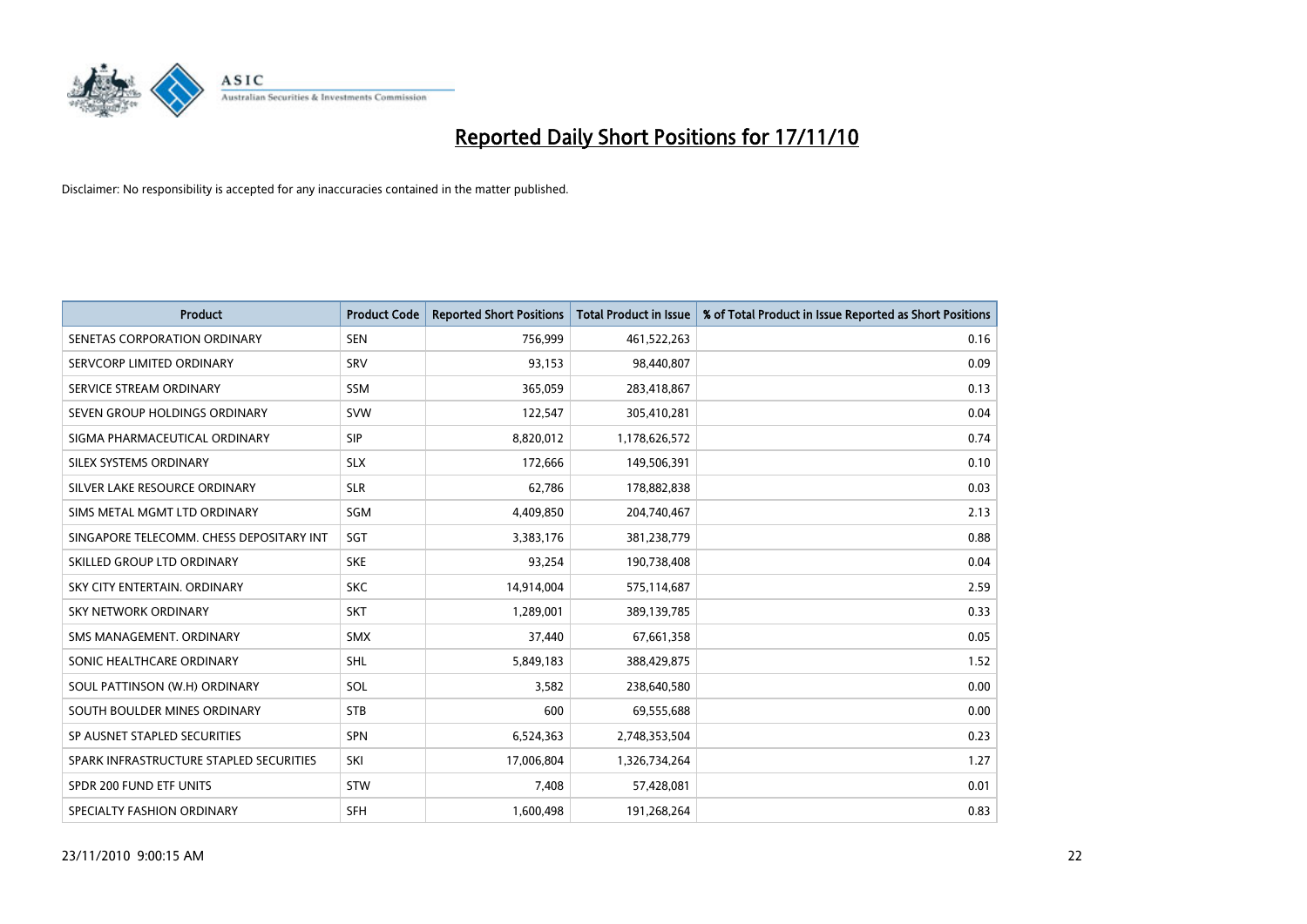# Reported Daily Short Positions for 17/11/10

Disclaimer: No responsibility is accepted for any inaccuracies contained in the matter published.

| Product | Product Code | Reported Short Positions | Total Product in Issue | % of Total Product in Issue Reported as Short Positions |
|---|---|---|---|---|
| SENETAS CORPORATION ORDINARY | SEN | 756,999 | 461,522,263 | 0.16 |
| SERVCORP LIMITED ORDINARY | SRV | 93,153 | 98,440,807 | 0.09 |
| SERVICE STREAM ORDINARY | SSM | 365,059 | 283,418,867 | 0.13 |
| SEVEN GROUP HOLDINGS ORDINARY | SVW | 122,547 | 305,410,281 | 0.04 |
| SIGMA PHARMACEUTICAL ORDINARY | SIP | 8,820,012 | 1,178,626,572 | 0.74 |
| SILEX SYSTEMS ORDINARY | SLX | 172,666 | 149,506,391 | 0.10 |
| SILVER LAKE RESOURCE ORDINARY | SLR | 62,786 | 178,882,838 | 0.03 |
| SIMS METAL MGMT LTD ORDINARY | SGM | 4,409,850 | 204,740,467 | 2.13 |
| SINGAPORE TELECOMM. CHESS DEPOSITARY INT | SGT | 3,383,176 | 381,238,779 | 0.88 |
| SKILLED GROUP LTD ORDINARY | SKE | 93,254 | 190,738,408 | 0.04 |
| SKY CITY ENTERTAIN. ORDINARY | SKC | 14,914,004 | 575,114,687 | 2.59 |
| SKY NETWORK ORDINARY | SKT | 1,289,001 | 389,139,785 | 0.33 |
| SMS MANAGEMENT. ORDINARY | SMX | 37,440 | 67,661,358 | 0.05 |
| SONIC HEALTHCARE ORDINARY | SHL | 5,849,183 | 388,429,875 | 1.52 |
| SOUL PATTINSON (W.H) ORDINARY | SOL | 3,582 | 238,640,580 | 0.00 |
| SOUTH BOULDER MINES ORDINARY | STB | 600 | 69,555,688 | 0.00 |
| SP AUSNET STAPLED SECURITIES | SPN | 6,524,363 | 2,748,353,504 | 0.23 |
| SPARK INFRASTRUCTURE STAPLED SECURITIES | SKI | 17,006,804 | 1,326,734,264 | 1.27 |
| SPDR 200 FUND ETF UNITS | STW | 7,408 | 57,428,081 | 0.01 |
| SPECIALTY FASHION ORDINARY | SFH | 1,600,498 | 191,268,264 | 0.83 |

23/11/2010 9:00:15 AM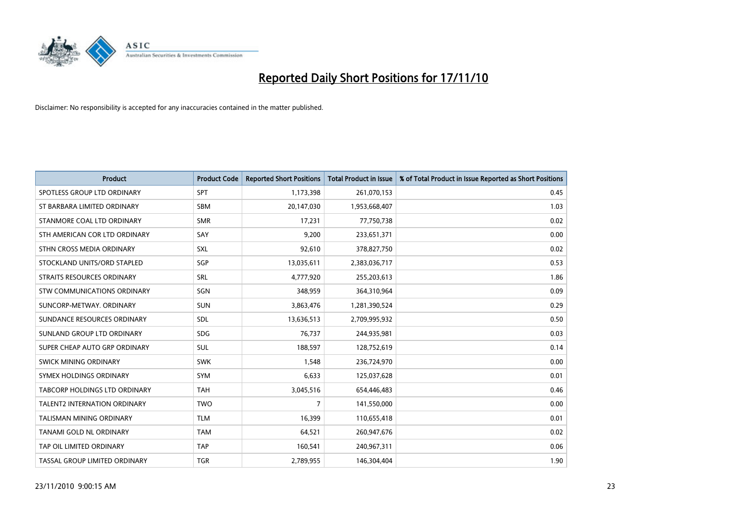# Reported Daily Short Positions for 17/11/10

Disclaimer: No responsibility is accepted for any inaccuracies contained in the matter published.

| Product | Product Code | Reported Short Positions | Total Product in Issue | % of Total Product in Issue Reported as Short Positions |
|---|---|---|---|---|
| SPOTLESS GROUP LTD ORDINARY | SPT | 1,173,398 | 261,070,153 | 0.45 |
| ST BARBARA LIMITED ORDINARY | SBM | 20,147,030 | 1,953,668,407 | 1.03 |
| STANMORE COAL LTD ORDINARY | SMR | 17,231 | 77,750,738 | 0.02 |
| STH AMERICAN COR LTD ORDINARY | SAY | 9,200 | 233,651,371 | 0.00 |
| STHN CROSS MEDIA ORDINARY | SXL | 92,610 | 378,827,750 | 0.02 |
| STOCKLAND UNITS/ORD STAPLED | SGP | 13,035,611 | 2,383,036,717 | 0.53 |
| STRAITS RESOURCES ORDINARY | SRL | 4,777,920 | 255,203,613 | 1.86 |
| STW COMMUNICATIONS ORDINARY | SGN | 348,959 | 364,310,964 | 0.09 |
| SUNCORP-METWAY. ORDINARY | SUN | 3,863,476 | 1,281,390,524 | 0.29 |
| SUNDANCE RESOURCES ORDINARY | SDL | 13,636,513 | 2,709,995,932 | 0.50 |
| SUNLAND GROUP LTD ORDINARY | SDG | 76,737 | 244,935,981 | 0.03 |
| SUPER CHEAP AUTO GRP ORDINARY | SUL | 188,597 | 128,752,619 | 0.14 |
| SWICK MINING ORDINARY | SWK | 1,548 | 236,724,970 | 0.00 |
| SYMEX HOLDINGS ORDINARY | SYM | 6,633 | 125,037,628 | 0.01 |
| TABCORP HOLDINGS LTD ORDINARY | TAH | 3,045,516 | 654,446,483 | 0.46 |
| TALENT2 INTERNATION ORDINARY | TWO | 7 | 141,550,000 | 0.00 |
| TALISMAN MINING ORDINARY | TLM | 16,399 | 110,655,418 | 0.01 |
| TANAMI GOLD NL ORDINARY | TAM | 64,521 | 260,947,676 | 0.02 |
| TAP OIL LIMITED ORDINARY | TAP | 160,541 | 240,967,311 | 0.06 |
| TASSAL GROUP LIMITED ORDINARY | TGR | 2,789,955 | 146,304,404 | 1.90 |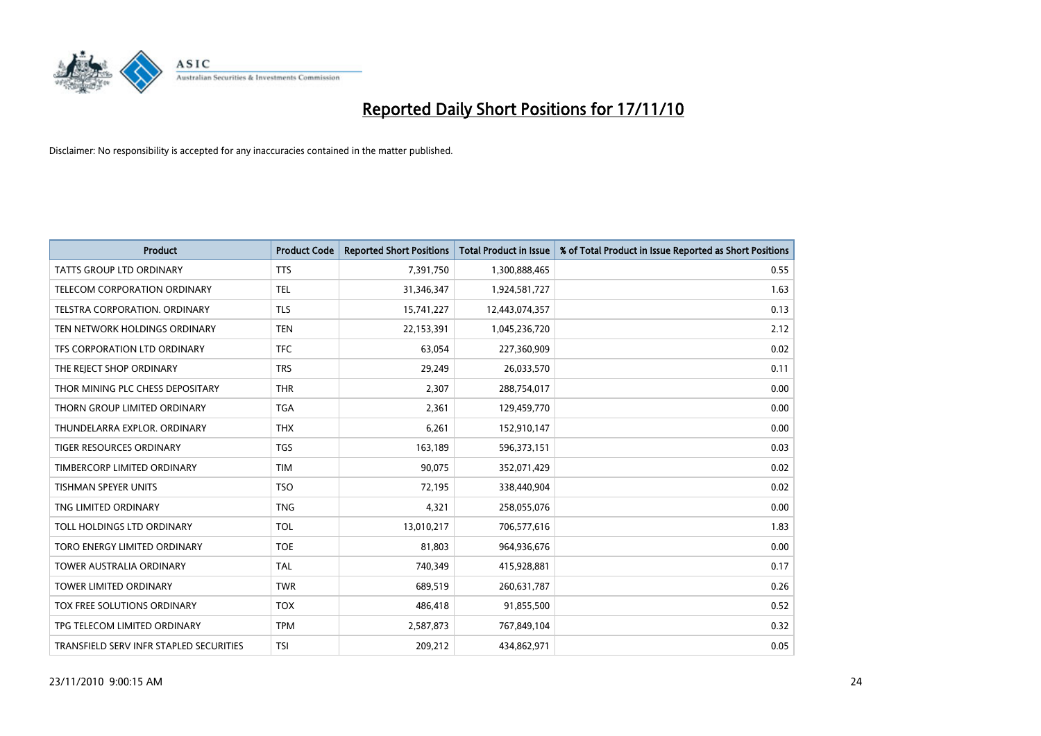# Reported Daily Short Positions for 17/11/10

Disclaimer: No responsibility is accepted for any inaccuracies contained in the matter published.

| Product | Product Code | Reported Short Positions | Total Product in Issue | % of Total Product in Issue Reported as Short Positions |
|---|---|---|---|---|
| TATTS GROUP LTD ORDINARY | TTS | 7,391,750 | 1,300,888,465 | 0.55 |
| TELECOM CORPORATION ORDINARY | TEL | 31,346,347 | 1,924,581,727 | 1.63 |
| TELSTRA CORPORATION. ORDINARY | TLS | 15,741,227 | 12,443,074,357 | 0.13 |
| TEN NETWORK HOLDINGS ORDINARY | TEN | 22,153,391 | 1,045,236,720 | 2.12 |
| TFS CORPORATION LTD ORDINARY | TFC | 63,054 | 227,360,909 | 0.02 |
| THE REJECT SHOP ORDINARY | TRS | 29,249 | 26,033,570 | 0.11 |
| THOR MINING PLC CHESS DEPOSITARY | THR | 2,307 | 288,754,017 | 0.00 |
| THORN GROUP LIMITED ORDINARY | TGA | 2,361 | 129,459,770 | 0.00 |
| THUNDELARRA EXPLOR. ORDINARY | THX | 6,261 | 152,910,147 | 0.00 |
| TIGER RESOURCES ORDINARY | TGS | 163,189 | 596,373,151 | 0.03 |
| TIMBERCORP LIMITED ORDINARY | TIM | 90,075 | 352,071,429 | 0.02 |
| TISHMAN SPEYER UNITS | TSO | 72,195 | 338,440,904 | 0.02 |
| TNG LIMITED ORDINARY | TNG | 4,321 | 258,055,076 | 0.00 |
| TOLL HOLDINGS LTD ORDINARY | TOL | 13,010,217 | 706,577,616 | 1.83 |
| TORO ENERGY LIMITED ORDINARY | TOE | 81,803 | 964,936,676 | 0.00 |
| TOWER AUSTRALIA ORDINARY | TAL | 740,349 | 415,928,881 | 0.17 |
| TOWER LIMITED ORDINARY | TWR | 689,519 | 260,631,787 | 0.26 |
| TOX FREE SOLUTIONS ORDINARY | TOX | 486,418 | 91,855,500 | 0.52 |
| TPG TELECOM LIMITED ORDINARY | TPM | 2,587,873 | 767,849,104 | 0.32 |
| TRANSFIELD SERV INFR STAPLED SECURITIES | TSI | 209,212 | 434,862,971 | 0.05 |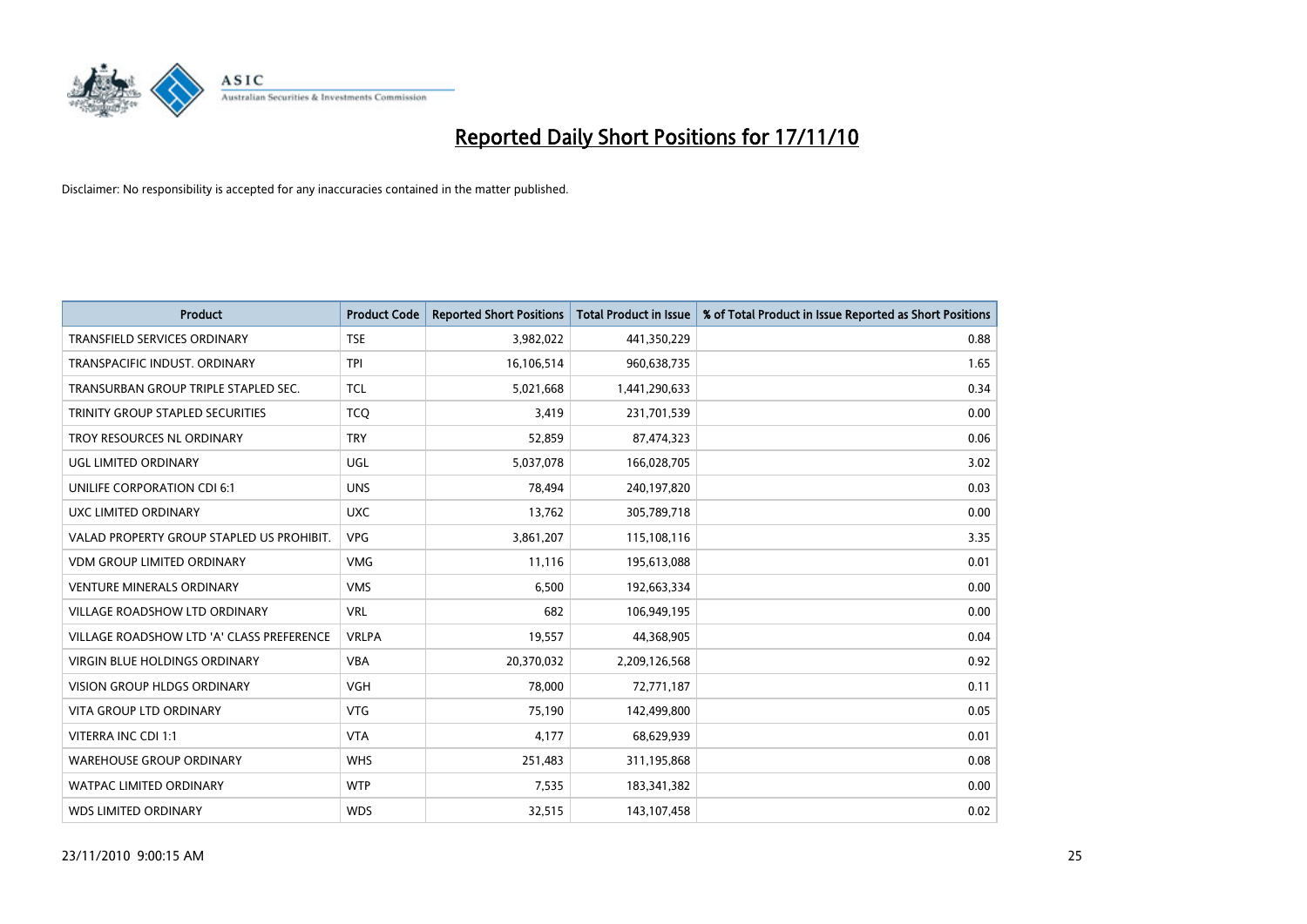# Reported Daily Short Positions for 17/11/10

Disclaimer: No responsibility is accepted for any inaccuracies contained in the matter published.

| Product | Product Code | Reported Short Positions | Total Product in Issue | % of Total Product in Issue Reported as Short Positions |
|---|---|---|---|---|
| TRANSFIELD SERVICES ORDINARY | TSE | 3,982,022 | 441,350,229 | 0.88 |
| TRANSPACIFIC INDUST. ORDINARY | TPI | 16,106,514 | 960,638,735 | 1.65 |
| TRANSURBAN GROUP TRIPLE STAPLED SEC. | TCL | 5,021,668 | 1,441,290,633 | 0.34 |
| TRINITY GROUP STAPLED SECURITIES | TCQ | 3,419 | 231,701,539 | 0.00 |
| TROY RESOURCES NL ORDINARY | TRY | 52,859 | 87,474,323 | 0.06 |
| UGL LIMITED ORDINARY | UGL | 5,037,078 | 166,028,705 | 3.02 |
| UNILIFE CORPORATION CDI 6:1 | UNS | 78,494 | 240,197,820 | 0.03 |
| UXC LIMITED ORDINARY | UXC | 13,762 | 305,789,718 | 0.00 |
| VALAD PROPERTY GROUP STAPLED US PROHIBIT. | VPG | 3,861,207 | 115,108,116 | 3.35 |
| VDM GROUP LIMITED ORDINARY | VMG | 11,116 | 195,613,088 | 0.01 |
| VENTURE MINERALS ORDINARY | VMS | 6,500 | 192,663,334 | 0.00 |
| VILLAGE ROADSHOW LTD ORDINARY | VRL | 682 | 106,949,195 | 0.00 |
| VILLAGE ROADSHOW LTD 'A' CLASS PREFERENCE | VRLPA | 19,557 | 44,368,905 | 0.04 |
| VIRGIN BLUE HOLDINGS ORDINARY | VBA | 20,370,032 | 2,209,126,568 | 0.92 |
| VISION GROUP HLDGS ORDINARY | VGH | 78,000 | 72,771,187 | 0.11 |
| VITA GROUP LTD ORDINARY | VTG | 75,190 | 142,499,800 | 0.05 |
| VITERRA INC CDI 1:1 | VTA | 4,177 | 68,629,939 | 0.01 |
| WAREHOUSE GROUP ORDINARY | WHS | 251,483 | 311,195,868 | 0.08 |
| WATPAC LIMITED ORDINARY | WTP | 7,535 | 183,341,382 | 0.00 |
| WDS LIMITED ORDINARY | WDS | 32,515 | 143,107,458 | 0.02 |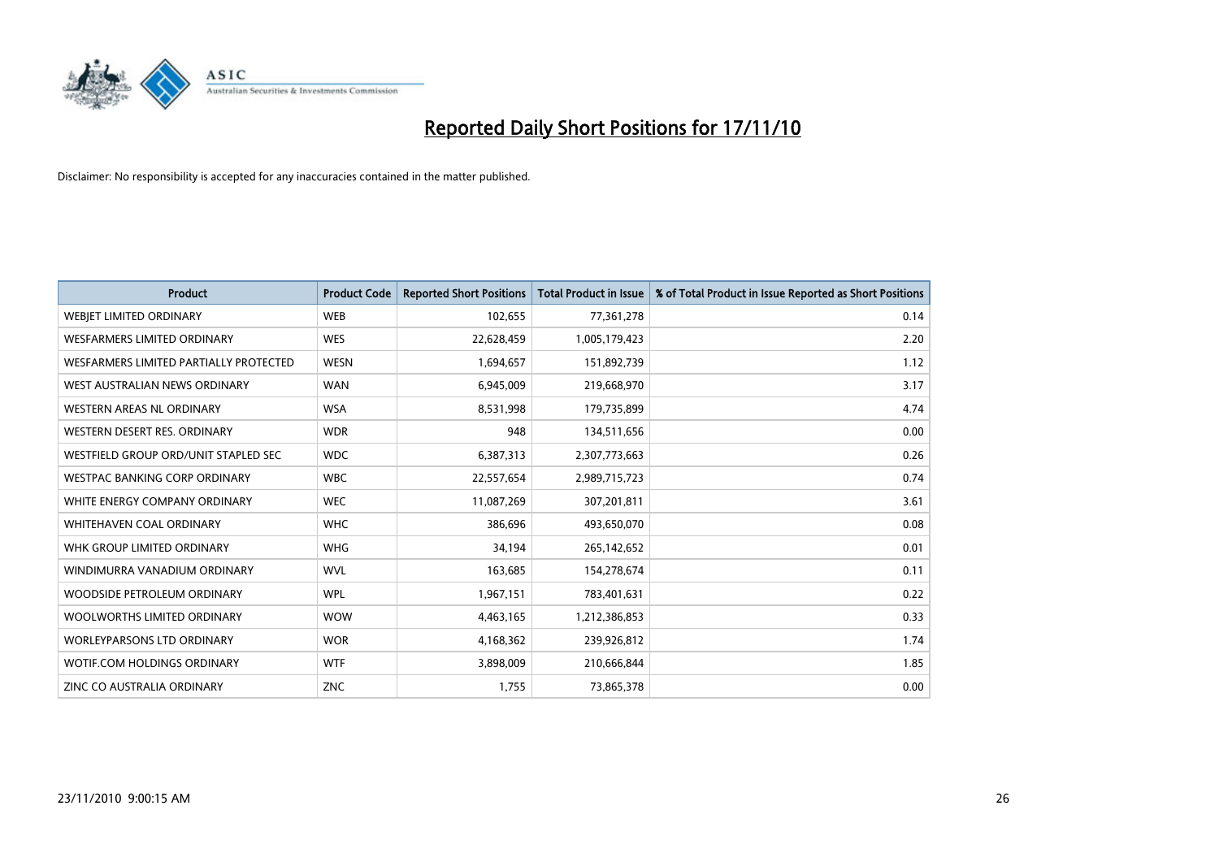# Reported Daily Short Positions for 17/11/10

Disclaimer: No responsibility is accepted for any inaccuracies contained in the matter published.

| Product | Product Code | Reported Short Positions | Total Product in Issue | % of Total Product in Issue Reported as Short Positions |
|---|---|---|---|---|
| WEBJET LIMITED ORDINARY | WEB | 102,655 | 77,361,278 | 0.14 |
| WESFARMERS LIMITED ORDINARY | WES | 22,628,459 | 1,005,179,423 | 2.20 |
| WESFARMERS LIMITED PARTIALLY PROTECTED | WESN | 1,694,657 | 151,892,739 | 1.12 |
| WEST AUSTRALIAN NEWS ORDINARY | WAN | 6,945,009 | 219,668,970 | 3.17 |
| WESTERN AREAS NL ORDINARY | WSA | 8,531,998 | 179,735,899 | 4.74 |
| WESTERN DESERT RES. ORDINARY | WDR | 948 | 134,511,656 | 0.00 |
| WESTFIELD GROUP ORD/UNIT STAPLED SEC | WDC | 6,387,313 | 2,307,773,663 | 0.26 |
| WESTPAC BANKING CORP ORDINARY | WBC | 22,557,654 | 2,989,715,723 | 0.74 |
| WHITE ENERGY COMPANY ORDINARY | WEC | 11,087,269 | 307,201,811 | 3.61 |
| WHITEHAVEN COAL ORDINARY | WHC | 386,696 | 493,650,070 | 0.08 |
| WHK GROUP LIMITED ORDINARY | WHG | 34,194 | 265,142,652 | 0.01 |
| WINDIMURRA VANADIUM ORDINARY | WVL | 163,685 | 154,278,674 | 0.11 |
| WOODSIDE PETROLEUM ORDINARY | WPL | 1,967,151 | 783,401,631 | 0.22 |
| WOOLWORTHS LIMITED ORDINARY | WOW | 4,463,165 | 1,212,386,853 | 0.33 |
| WORLEYPARSONS LTD ORDINARY | WOR | 4,168,362 | 239,926,812 | 1.74 |
| WOTIF.COM HOLDINGS ORDINARY | WTF | 3,898,009 | 210,666,844 | 1.85 |
| ZINC CO AUSTRALIA ORDINARY | ZNC | 1,755 | 73,865,378 | 0.00 |